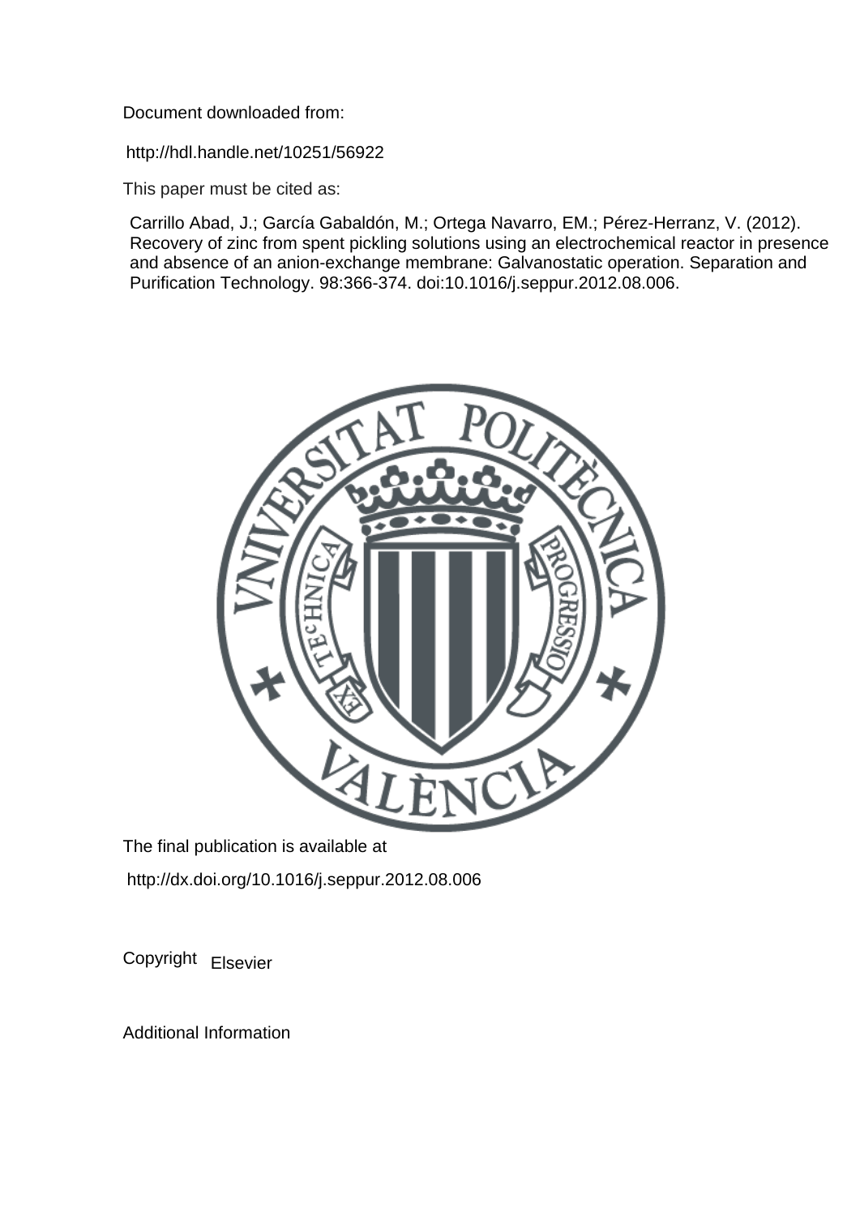Document downloaded from:

http://hdl.handle.net/10251/56922

This paper must be cited as:

Carrillo Abad, J.; García Gabaldón, M.; Ortega Navarro, EM.; Pérez-Herranz, V. (2012). Recovery of zinc from spent pickling solutions using an electrochemical reactor in presence and absence of an anion-exchange membrane: Galvanostatic operation. Separation and Purification Technology. 98:366-374. doi:10.1016/j.seppur.2012.08.006.

The final publication is available at

http://dx.doi.org/10.1016/j.seppur.2012.08.006

Copyright Elsevier

Additional Information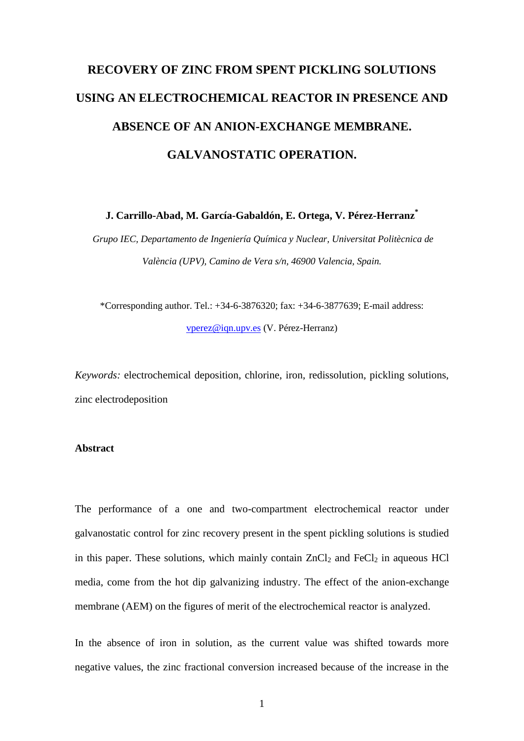# RECOVERY OF ZINC FROM SPENT PICKLING SOLUTIONS USING AN ELECTROCHEMICAL REACTOR IN PRESENCE AND ABSENCE OF AN ANION-EXCHANGE MEMBRANE. GALVANOSTATIC OPERATION.

**J. Carrillo-Abad, M. García-Gabaldón, E. Ortega, V. Pérez-Herranz***

*Grupo IEC, Departamento de Ingeniería Química y Nuclear, Universitat Politècnica de València (UPV), Camino de Vera s/n, 46900 Valencia, Spain.*

*Corresponding author. Tel.: +34-6-3876320; fax: +34-6-3877639; E-mail address: vperez@iqn.upv.es (V. Pérez-Herranz)

*Keywords:* electrochemical deposition, chlorine, iron, redissolution, pickling solutions, zinc electrodeposition

## Abstract

The performance of a one and two-compartment electrochemical reactor under galvanostatic control for zinc recovery present in the spent pickling solutions is studied in this paper. These solutions, which mainly contain $ZnCl_2$ and $FeCl_2$ in aqueous HCl media, come from the hot dip galvanizing industry. The effect of the anion-exchange membrane (AEM) on the figures of merit of the electrochemical reactor is analyzed.

In the absence of iron in solution, as the current value was shifted towards more negative values, the zinc fractional conversion increased because of the increase in the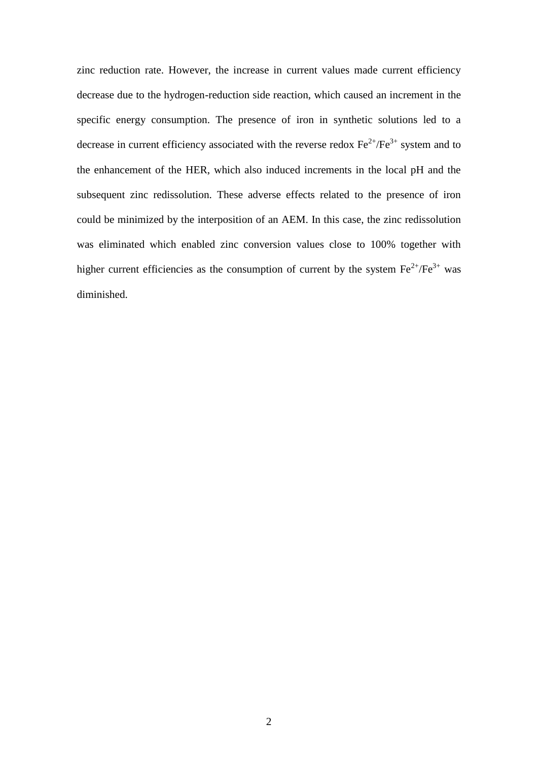zinc reduction rate. However, the increase in current values made current efficiency decrease due to the hydrogen-reduction side reaction, which caused an increment in the specific energy consumption. The presence of iron in synthetic solutions led to a decrease in current efficiency associated with the reverse redox $Fe^{2+}/Fe^{3+}$ system and to the enhancement of the HER, which also induced increments in the local pH and the subsequent zinc redissolution. These adverse effects related to the presence of iron could be minimized by the interposition of an AEM. In this case, the zinc redissolution was eliminated which enabled zinc conversion values close to 100% together with higher current efficiencies as the consumption of current by the system $Fe^{2+}/Fe^{3+}$ was diminished.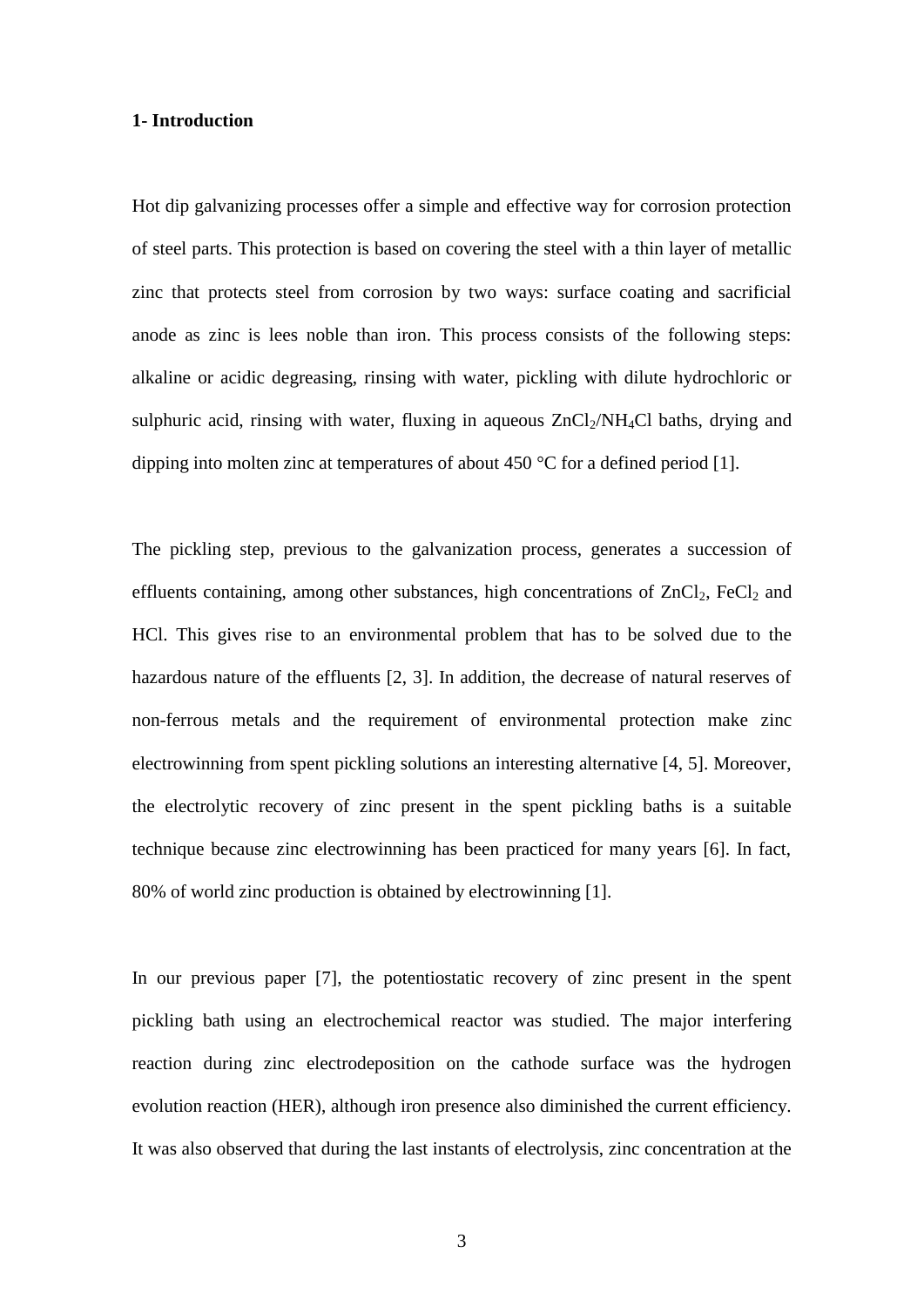# 1- Introduction

Hot dip galvanizing processes offer a simple and effective way for corrosion protection of steel parts. This protection is based on covering the steel with a thin layer of metallic zinc that protects steel from corrosion by two ways: surface coating and sacrificial anode as zinc is lees noble than iron. This process consists of the following steps: alkaline or acidic degreasing, rinsing with water, pickling with dilute hydrochloric or sulphuric acid, rinsing with water, fluxing in aqueous $ZnCl_2/NH_4Cl$ baths, drying and dipping into molten zinc at temperatures of about 450 °C for a defined period [1].

The pickling step, previous to the galvanization process, generates a succession of effluents containing, among other substances, high concentrations of $ZnCl_2$, $FeCl_2$ and HCl. This gives rise to an environmental problem that has to be solved due to the hazardous nature of the effluents [2, 3]. In addition, the decrease of natural reserves of non-ferrous metals and the requirement of environmental protection make zinc electrowinning from spent pickling solutions an interesting alternative [4, 5]. Moreover, the electrolytic recovery of zinc present in the spent pickling baths is a suitable technique because zinc electrowinning has been practiced for many years [6]. In fact, 80% of world zinc production is obtained by electrowinning [1].

In our previous paper [7], the potentiostatic recovery of zinc present in the spent pickling bath using an electrochemical reactor was studied. The major interfering reaction during zinc electrodeposition on the cathode surface was the hydrogen evolution reaction (HER), although iron presence also diminished the current efficiency. It was also observed that during the last instants of electrolysis, zinc concentration at the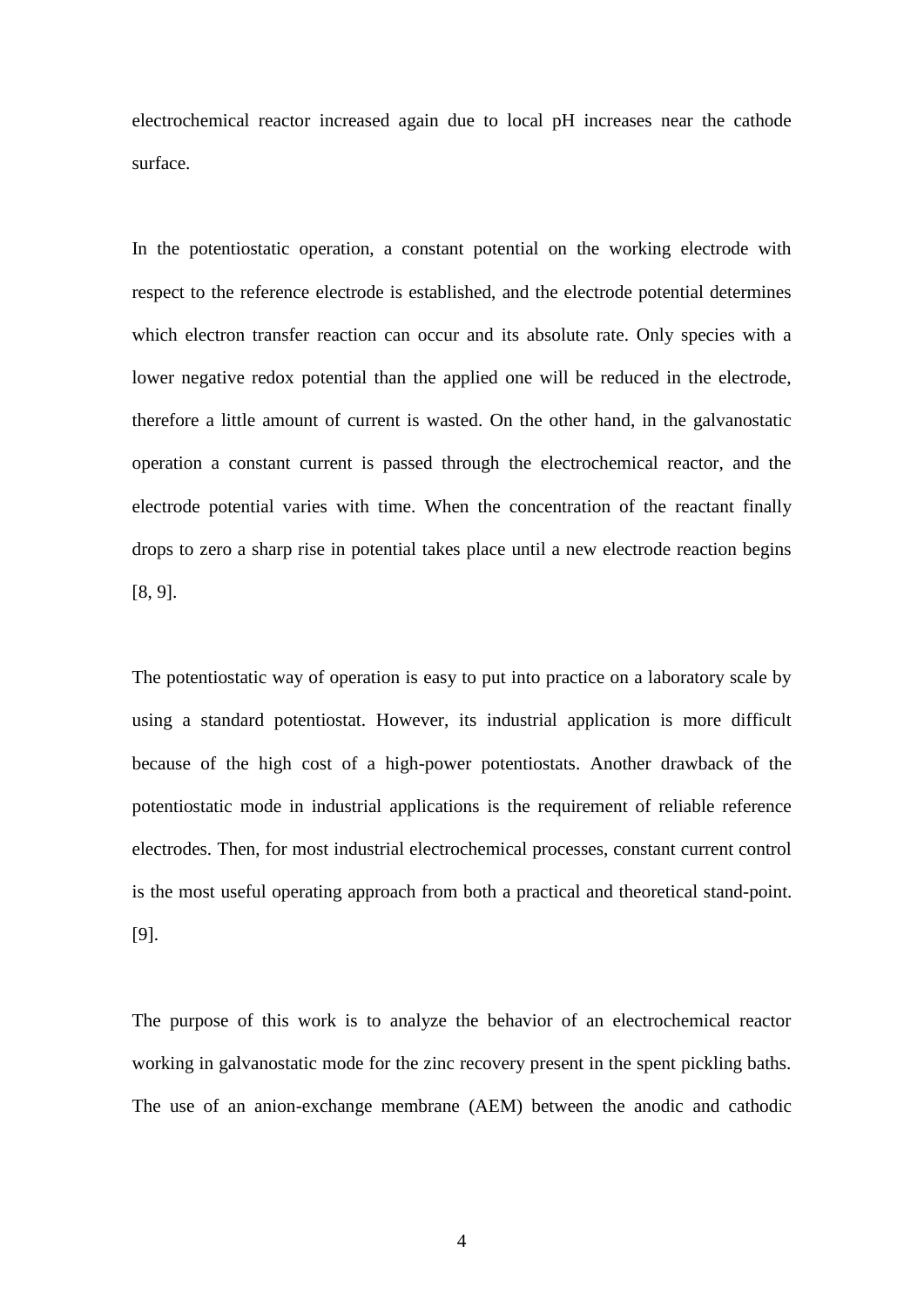electrochemical reactor increased again due to local pH increases near the cathode surface.

In the potentiostatic operation, a constant potential on the working electrode with respect to the reference electrode is established, and the electrode potential determines which electron transfer reaction can occur and its absolute rate. Only species with a lower negative redox potential than the applied one will be reduced in the electrode, therefore a little amount of current is wasted. On the other hand, in the galvanostatic operation a constant current is passed through the electrochemical reactor, and the electrode potential varies with time. When the concentration of the reactant finally drops to zero a sharp rise in potential takes place until a new electrode reaction begins [8, 9].

The potentiostatic way of operation is easy to put into practice on a laboratory scale by using a standard potentiostat. However, its industrial application is more difficult because of the high cost of a high-power potentiostats. Another drawback of the potentiostatic mode in industrial applications is the requirement of reliable reference electrodes. Then, for most industrial electrochemical processes, constant current control is the most useful operating approach from both a practical and theoretical stand-point. [9].

The purpose of this work is to analyze the behavior of an electrochemical reactor working in galvanostatic mode for the zinc recovery present in the spent pickling baths. The use of an anion-exchange membrane (AEM) between the anodic and cathodic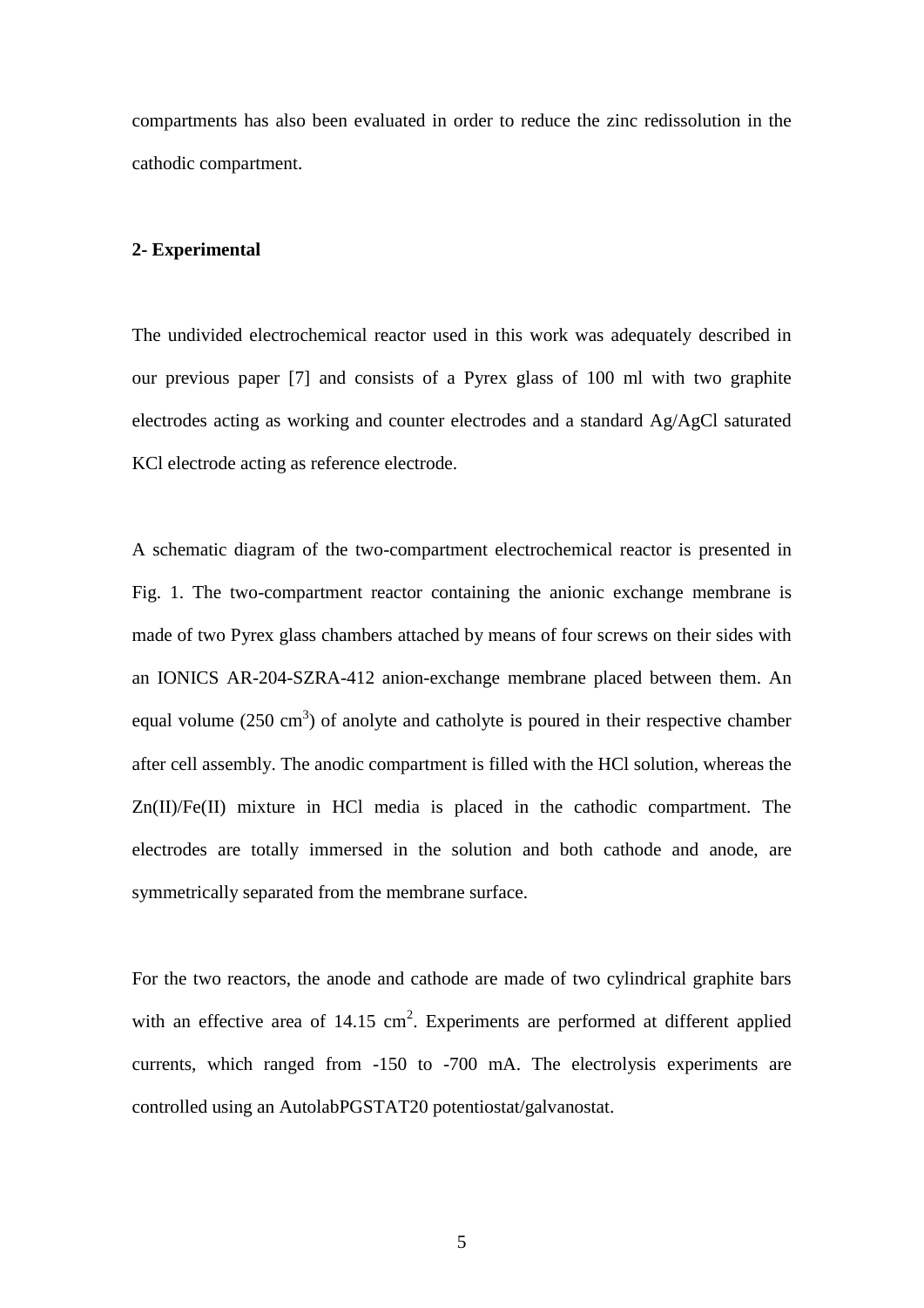compartments has also been evaluated in order to reduce the zinc redissolution in the cathodic compartment.

## 2- Experimental

The undivided electrochemical reactor used in this work was adequately described in our previous paper [7] and consists of a Pyrex glass of 100 ml with two graphite electrodes acting as working and counter electrodes and a standard Ag/AgCl saturated KCl electrode acting as reference electrode.

A schematic diagram of the two-compartment electrochemical reactor is presented in Fig. 1. The two-compartment reactor containing the anionic exchange membrane is made of two Pyrex glass chambers attached by means of four screws on their sides with an IONICS AR-204-SZRA-412 anion-exchange membrane placed between them. An equal volume (250 $cm^3$) of anolyte and catholyte is poured in their respective chamber after cell assembly. The anodic compartment is filled with the HCl solution, whereas the Zn(II)/Fe(II) mixture in HCl media is placed in the cathodic compartment. The electrodes are totally immersed in the solution and both cathode and anode, are symmetrically separated from the membrane surface.

For the two reactors, the anode and cathode are made of two cylindrical graphite bars with an effective area of 14.15 $cm^2$. Experiments are performed at different applied currents, which ranged from -150 to -700 mA. The electrolysis experiments are controlled using an AutolabPGSTAT20 potentiostat/galvanostat.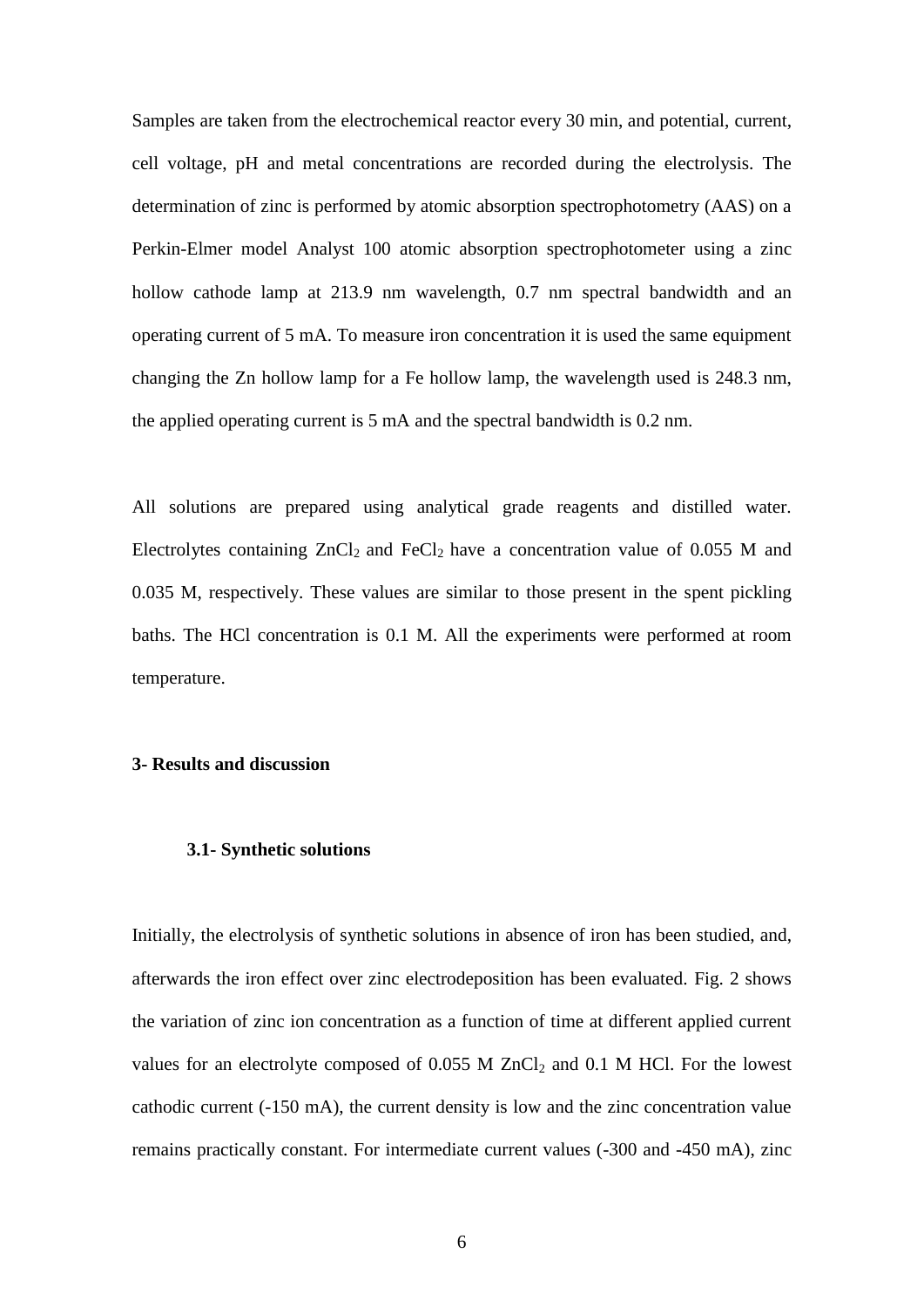Samples are taken from the electrochemical reactor every 30 min, and potential, current, cell voltage, pH and metal concentrations are recorded during the electrolysis. The determination of zinc is performed by atomic absorption spectrophotometry (AAS) on a Perkin-Elmer model Analyst 100 atomic absorption spectrophotometer using a zinc hollow cathode lamp at 213.9 nm wavelength, 0.7 nm spectral bandwidth and an operating current of 5 mA. To measure iron concentration it is used the same equipment changing the Zn hollow lamp for a Fe hollow lamp, the wavelength used is 248.3 nm, the applied operating current is 5 mA and the spectral bandwidth is 0.2 nm.

All solutions are prepared using analytical grade reagents and distilled water. Electrolytes containing $ZnCl_2$ and $FeCl_2$ have a concentration value of 0.055 M and 0.035 M, respectively. These values are similar to those present in the spent pickling baths. The HCl concentration is 0.1 M. All the experiments were performed at room temperature.

## 3- Results and discussion

### 3.1- Synthetic solutions

Initially, the electrolysis of synthetic solutions in absence of iron has been studied, and, afterwards the iron effect over zinc electrodeposition has been evaluated. Fig. 2 shows the variation of zinc ion concentration as a function of time at different applied current values for an electrolyte composed of 0.055 M $ZnCl_2$ and 0.1 M HCl. For the lowest cathodic current (-150 mA), the current density is low and the zinc concentration value remains practically constant. For intermediate current values (-300 and -450 mA), zinc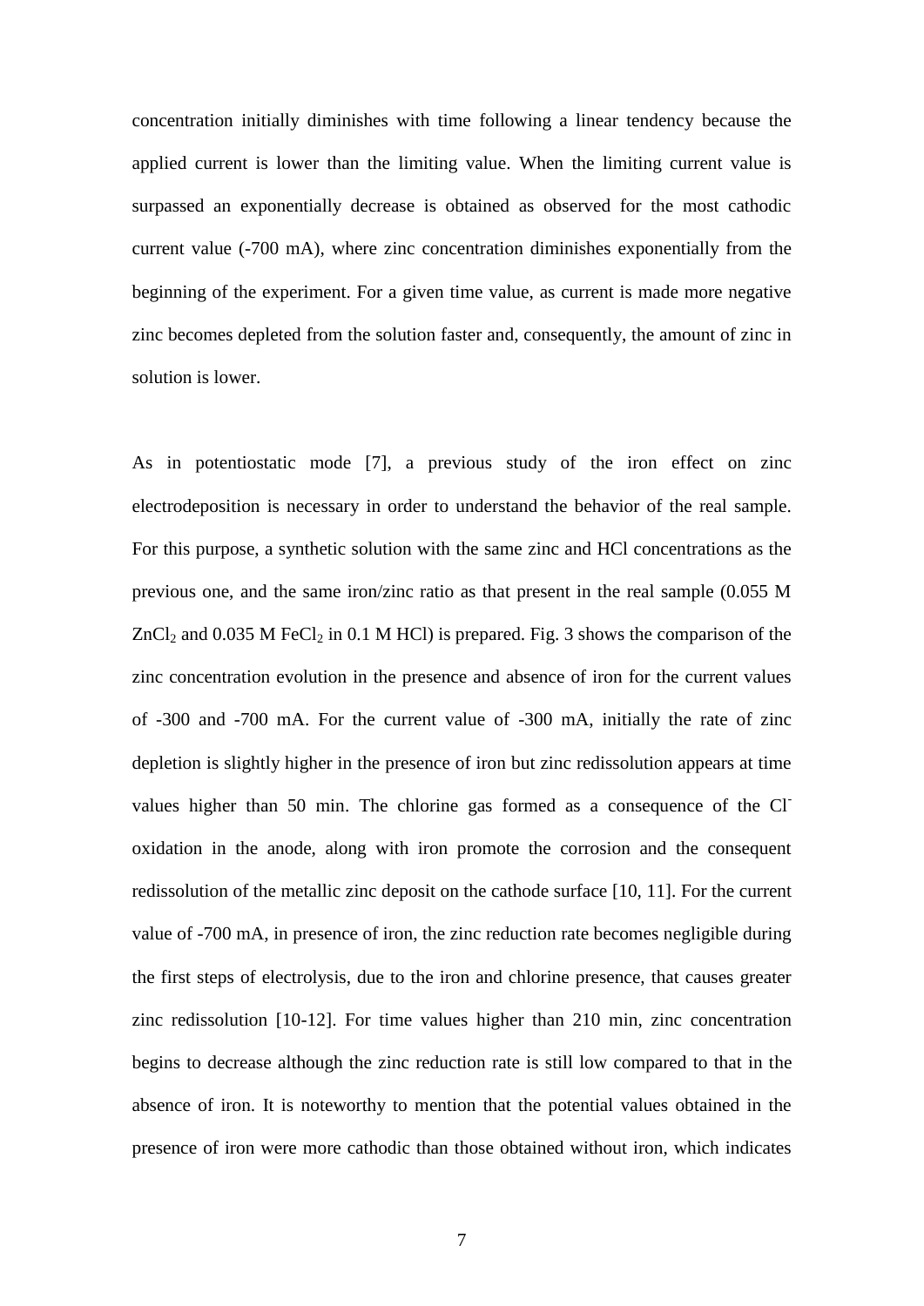concentration initially diminishes with time following a linear tendency because the applied current is lower than the limiting value. When the limiting current value is surpassed an exponentially decrease is obtained as observed for the most cathodic current value (-700 mA), where zinc concentration diminishes exponentially from the beginning of the experiment. For a given time value, as current is made more negative zinc becomes depleted from the solution faster and, consequently, the amount of zinc in solution is lower.

As in potentiostatic mode [7], a previous study of the iron effect on zinc electrodeposition is necessary in order to understand the behavior of the real sample. For this purpose, a synthetic solution with the same zinc and HCl concentrations as the previous one, and the same iron/zinc ratio as that present in the real sample (0.055 M $ZnCl_2$ and 0.035 M $FeCl_2$ in 0.1 M HCl) is prepared. Fig. 3 shows the comparison of the zinc concentration evolution in the presence and absence of iron for the current values of -300 and -700 mA. For the current value of -300 mA, initially the rate of zinc depletion is slightly higher in the presence of iron but zinc redissolution appears at time values higher than 50 min. The chlorine gas formed as a consequence of the $Cl^-$ oxidation in the anode, along with iron promote the corrosion and the consequent redissolution of the metallic zinc deposit on the cathode surface [10, 11]. For the current value of -700 mA, in presence of iron, the zinc reduction rate becomes negligible during the first steps of electrolysis, due to the iron and chlorine presence, that causes greater zinc redissolution [10-12]. For time values higher than 210 min, zinc concentration begins to decrease although the zinc reduction rate is still low compared to that in the absence of iron. It is noteworthy to mention that the potential values obtained in the presence of iron were more cathodic than those obtained without iron, which indicates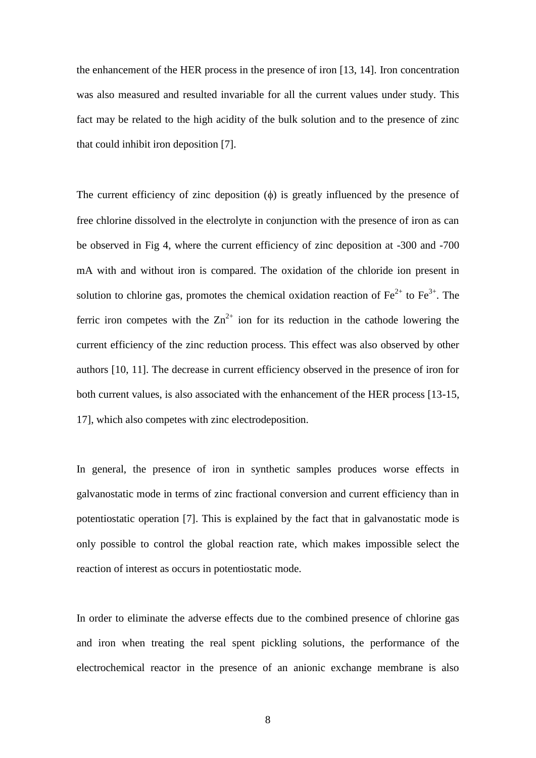the enhancement of the HER process in the presence of iron [13, 14]. Iron concentration was also measured and resulted invariable for all the current values under study. This fact may be related to the high acidity of the bulk solution and to the presence of zinc that could inhibit iron deposition [7].

The current efficiency of zinc deposition ($\phi$) is greatly influenced by the presence of free chlorine dissolved in the electrolyte in conjunction with the presence of iron as can be observed in Fig 4, where the current efficiency of zinc deposition at -300 and -700 mA with and without iron is compared. The oxidation of the chloride ion present in solution to chlorine gas, promotes the chemical oxidation reaction of $Fe^{2+}$ to $Fe^{3+}$. The ferric iron competes with the $Zn^{2+}$ ion for its reduction in the cathode lowering the current efficiency of the zinc reduction process. This effect was also observed by other authors [10, 11]. The decrease in current efficiency observed in the presence of iron for both current values, is also associated with the enhancement of the HER process [13-15, 17], which also competes with zinc electrodeposition.

In general, the presence of iron in synthetic samples produces worse effects in galvanostatic mode in terms of zinc fractional conversion and current efficiency than in potentiostatic operation [7]. This is explained by the fact that in galvanostatic mode is only possible to control the global reaction rate, which makes impossible select the reaction of interest as occurs in potentiostatic mode.

In order to eliminate the adverse effects due to the combined presence of chlorine gas and iron when treating the real spent pickling solutions, the performance of the electrochemical reactor in the presence of an anionic exchange membrane is also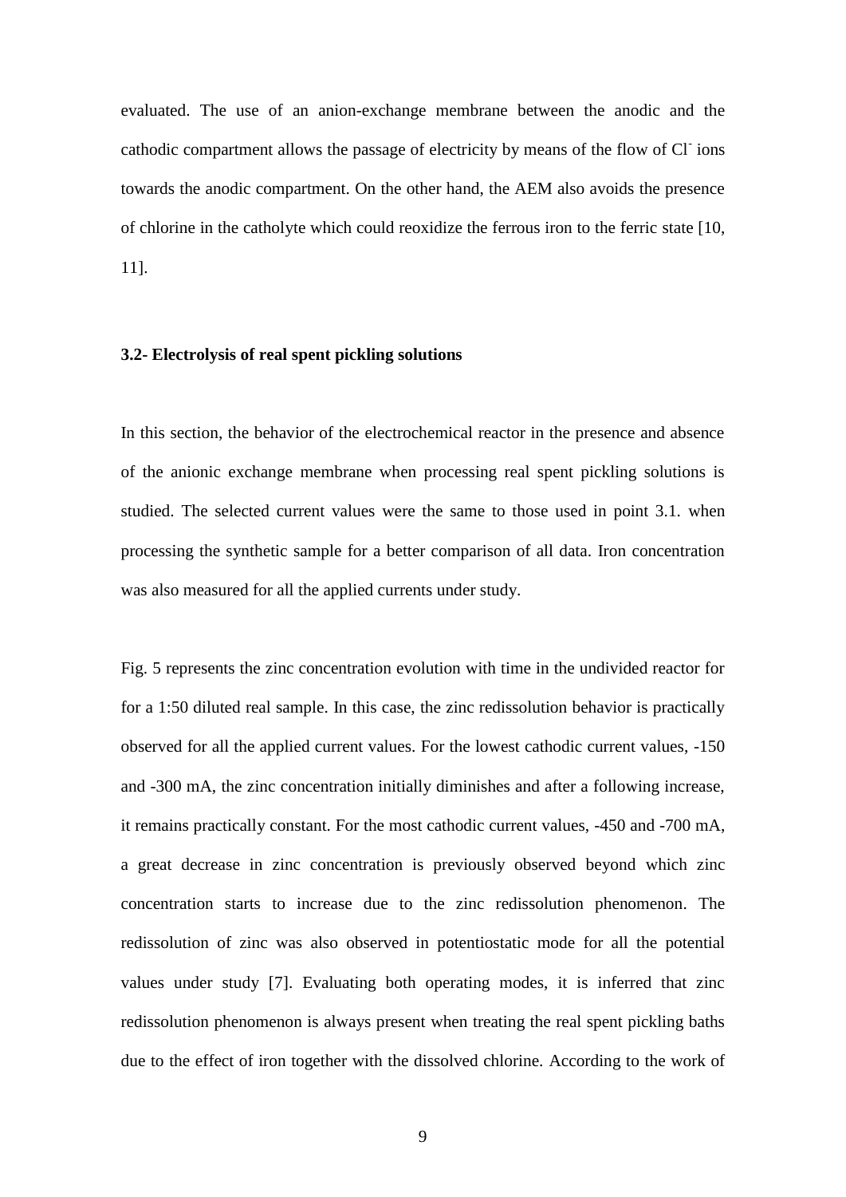evaluated. The use of an anion-exchange membrane between the anodic and the cathodic compartment allows the passage of electricity by means of the flow of $Cl^-$ ions towards the anodic compartment. On the other hand, the AEM also avoids the presence of chlorine in the catholyte which could reoxidize the ferrous iron to the ferric state [10, 11].

**3.2- Electrolysis of real spent pickling solutions**

In this section, the behavior of the electrochemical reactor in the presence and absence of the anionic exchange membrane when processing real spent pickling solutions is studied. The selected current values were the same to those used in point 3.1. when processing the synthetic sample for a better comparison of all data. Iron concentration was also measured for all the applied currents under study.

Fig. 5 represents the zinc concentration evolution with time in the undivided reactor for for a 1:50 diluted real sample. In this case, the zinc redissolution behavior is practically observed for all the applied current values. For the lowest cathodic current values, -150 and -300 mA, the zinc concentration initially diminishes and after a following increase, it remains practically constant. For the most cathodic current values, -450 and -700 mA, a great decrease in zinc concentration is previously observed beyond which zinc concentration starts to increase due to the zinc redissolution phenomenon. The redissolution of zinc was also observed in potentiostatic mode for all the potential values under study [7]. Evaluating both operating modes, it is inferred that zinc redissolution phenomenon is always present when treating the real spent pickling baths due to the effect of iron together with the dissolved chlorine. According to the work of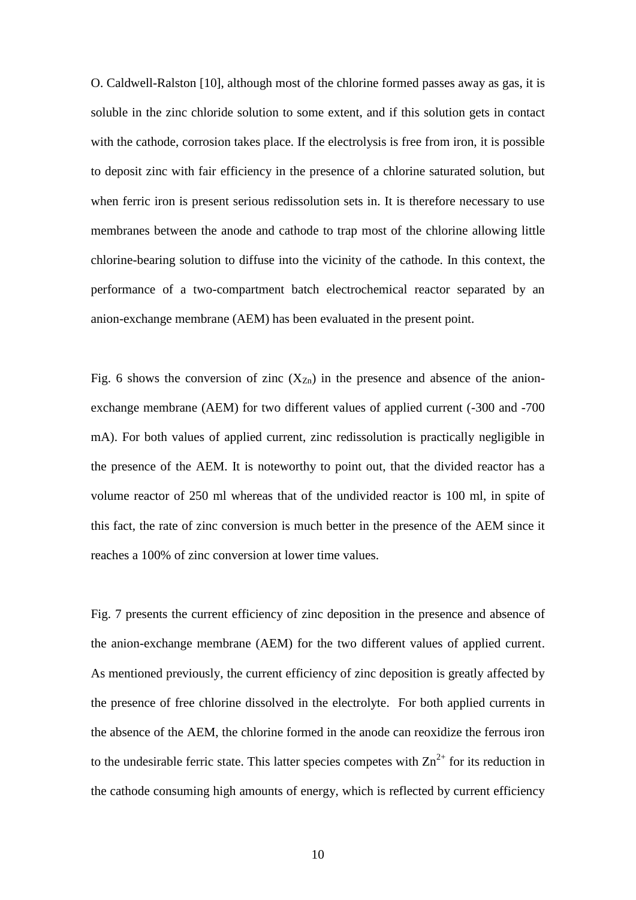O. Caldwell-Ralston [10], although most of the chlorine formed passes away as gas, it is soluble in the zinc chloride solution to some extent, and if this solution gets in contact with the cathode, corrosion takes place. If the electrolysis is free from iron, it is possible to deposit zinc with fair efficiency in the presence of a chlorine saturated solution, but when ferric iron is present serious redissolution sets in. It is therefore necessary to use membranes between the anode and cathode to trap most of the chlorine allowing little chlorine-bearing solution to diffuse into the vicinity of the cathode. In this context, the performance of a two-compartment batch electrochemical reactor separated by an anion-exchange membrane (AEM) has been evaluated in the present point.

Fig. 6 shows the conversion of zinc ($X_{Zn}$) in the presence and absence of the anion-exchange membrane (AEM) for two different values of applied current (-300 and -700 mA). For both values of applied current, zinc redissolution is practically negligible in the presence of the AEM. It is noteworthy to point out, that the divided reactor has a volume reactor of 250 ml whereas that of the undivided reactor is 100 ml, in spite of this fact, the rate of zinc conversion is much better in the presence of the AEM since it reaches a 100% of zinc conversion at lower time values.

Fig. 7 presents the current efficiency of zinc deposition in the presence and absence of the anion-exchange membrane (AEM) for the two different values of applied current. As mentioned previously, the current efficiency of zinc deposition is greatly affected by the presence of free chlorine dissolved in the electrolyte. For both applied currents in the absence of the AEM, the chlorine formed in the anode can reoxidize the ferrous iron to the undesirable ferric state. This latter species competes with $Zn^{2+}$ for its reduction in the cathode consuming high amounts of energy, which is reflected by current efficiency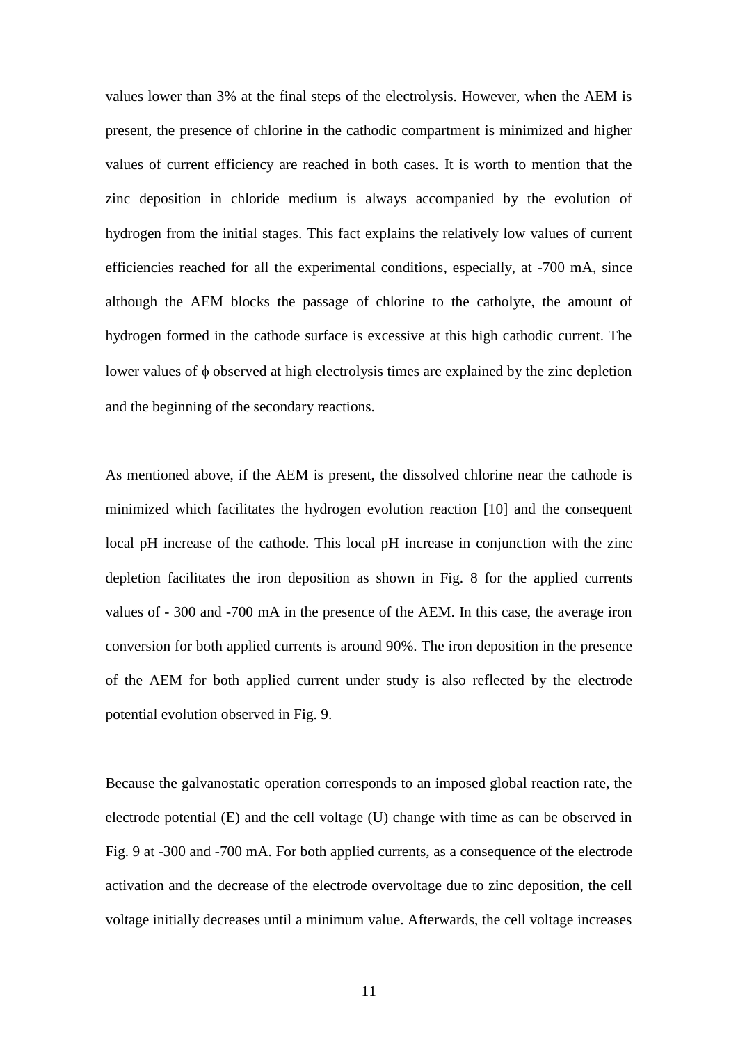values lower than 3% at the final steps of the electrolysis. However, when the AEM is present, the presence of chlorine in the cathodic compartment is minimized and higher values of current efficiency are reached in both cases. It is worth to mention that the zinc deposition in chloride medium is always accompanied by the evolution of hydrogen from the initial stages. This fact explains the relatively low values of current efficiencies reached for all the experimental conditions, especially, at -700 mA, since although the AEM blocks the passage of chlorine to the catholyte, the amount of hydrogen formed in the cathode surface is excessive at this high cathodic current. The lower values of $\phi$ observed at high electrolysis times are explained by the zinc depletion and the beginning of the secondary reactions.

As mentioned above, if the AEM is present, the dissolved chlorine near the cathode is minimized which facilitates the hydrogen evolution reaction [10] and the consequent local pH increase of the cathode. This local pH increase in conjunction with the zinc depletion facilitates the iron deposition as shown in Fig. 8 for the applied currents values of - 300 and -700 mA in the presence of the AEM. In this case, the average iron conversion for both applied currents is around 90%. The iron deposition in the presence of the AEM for both applied current under study is also reflected by the electrode potential evolution observed in Fig. 9.

Because the galvanostatic operation corresponds to an imposed global reaction rate, the electrode potential (E) and the cell voltage (U) change with time as can be observed in Fig. 9 at -300 and -700 mA. For both applied currents, as a consequence of the electrode activation and the decrease of the electrode overvoltage due to zinc deposition, the cell voltage initially decreases until a minimum value. Afterwards, the cell voltage increases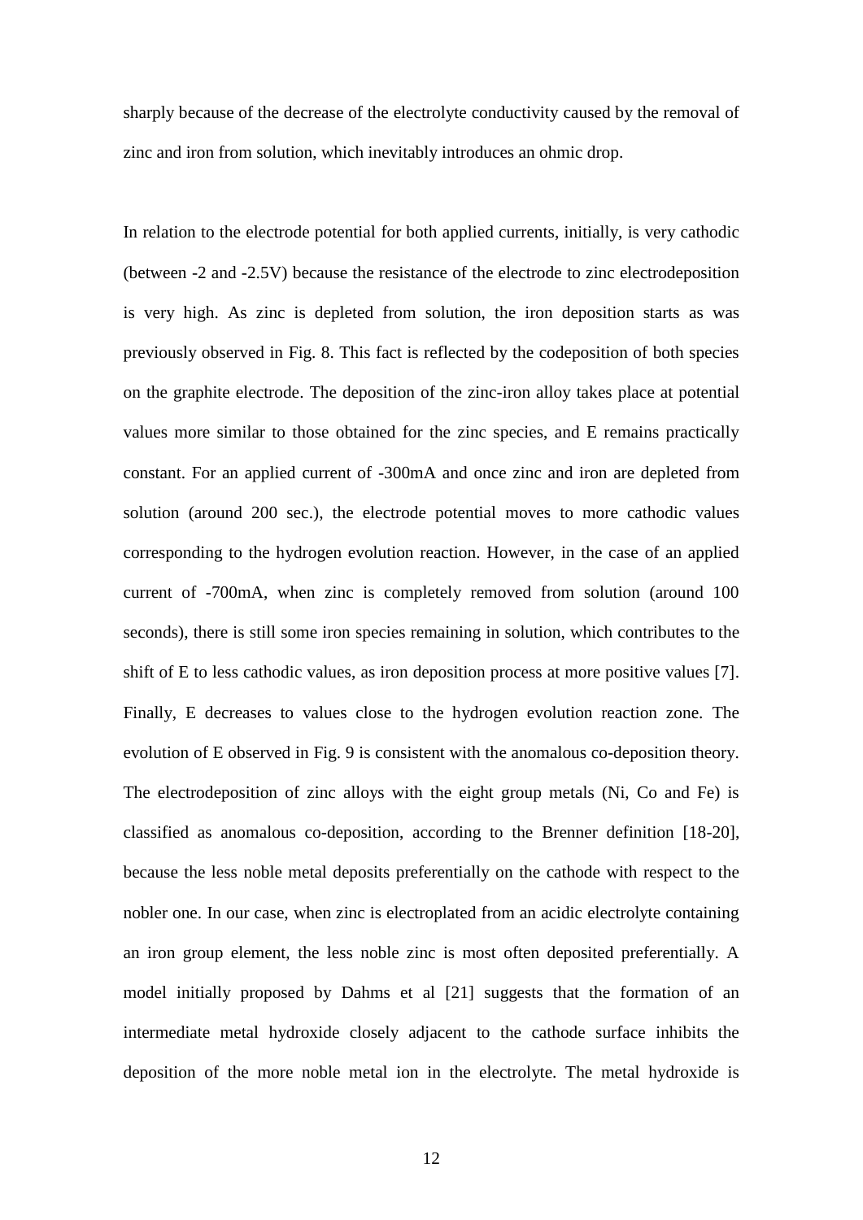sharply because of the decrease of the electrolyte conductivity caused by the removal of zinc and iron from solution, which inevitably introduces an ohmic drop.

In relation to the electrode potential for both applied currents, initially, is very cathodic (between -2 and -2.5V) because the resistance of the electrode to zinc electrodeposition is very high. As zinc is depleted from solution, the iron deposition starts as was previously observed in Fig. 8. This fact is reflected by the codeposition of both species on the graphite electrode. The deposition of the zinc-iron alloy takes place at potential values more similar to those obtained for the zinc species, and E remains practically constant. For an applied current of -300mA and once zinc and iron are depleted from solution (around 200 sec.), the electrode potential moves to more cathodic values corresponding to the hydrogen evolution reaction. However, in the case of an applied current of -700mA, when zinc is completely removed from solution (around 100 seconds), there is still some iron species remaining in solution, which contributes to the shift of E to less cathodic values, as iron deposition process at more positive values [7]. Finally, E decreases to values close to the hydrogen evolution reaction zone. The evolution of E observed in Fig. 9 is consistent with the anomalous co-deposition theory. The electrodeposition of zinc alloys with the eight group metals (Ni, Co and Fe) is classified as anomalous co-deposition, according to the Brenner definition [18-20], because the less noble metal deposits preferentially on the cathode with respect to the nobler one. In our case, when zinc is electroplated from an acidic electrolyte containing an iron group element, the less noble zinc is most often deposited preferentially. A model initially proposed by Dahms et al [21] suggests that the formation of an intermediate metal hydroxide closely adjacent to the cathode surface inhibits the deposition of the more noble metal ion in the electrolyte. The metal hydroxide is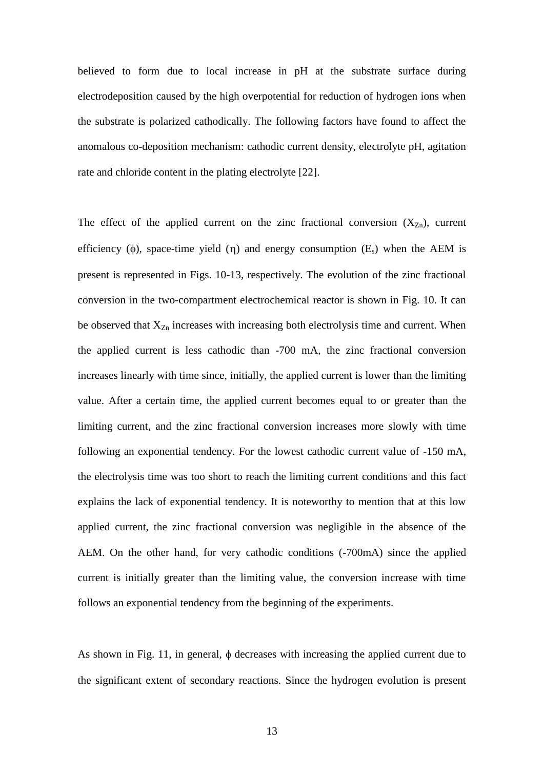believed to form due to local increase in pH at the substrate surface during electrodeposition caused by the high overpotential for reduction of hydrogen ions when the substrate is polarized cathodically. The following factors have found to affect the anomalous co-deposition mechanism: cathodic current density, electrolyte pH, agitation rate and chloride content in the plating electrolyte [22].

The effect of the applied current on the zinc fractional conversion ($X_{Zn}$), current efficiency ($\phi$), space-time yield ($\eta$) and energy consumption ($E_s$) when the AEM is present is represented in Figs. 10-13, respectively. The evolution of the zinc fractional conversion in the two-compartment electrochemical reactor is shown in Fig. 10. It can be observed that $X_{Zn}$ increases with increasing both electrolysis time and current. When the applied current is less cathodic than -700 mA, the zinc fractional conversion increases linearly with time since, initially, the applied current is lower than the limiting value. After a certain time, the applied current becomes equal to or greater than the limiting current, and the zinc fractional conversion increases more slowly with time following an exponential tendency. For the lowest cathodic current value of -150 mA, the electrolysis time was too short to reach the limiting current conditions and this fact explains the lack of exponential tendency. It is noteworthy to mention that at this low applied current, the zinc fractional conversion was negligible in the absence of the AEM. On the other hand, for very cathodic conditions (-700mA) since the applied current is initially greater than the limiting value, the conversion increase with time follows an exponential tendency from the beginning of the experiments.

As shown in Fig. 11, in general, $\phi$ decreases with increasing the applied current due to the significant extent of secondary reactions. Since the hydrogen evolution is present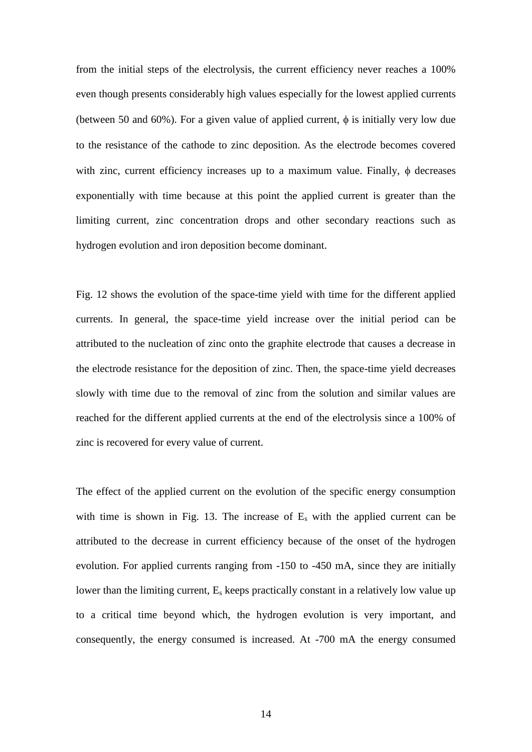from the initial steps of the electrolysis, the current efficiency never reaches a 100% even though presents considerably high values especially for the lowest applied currents (between 50 and 60%). For a given value of applied current, $\phi$ is initially very low due to the resistance of the cathode to zinc deposition. As the electrode becomes covered with zinc, current efficiency increases up to a maximum value. Finally, $\phi$ decreases exponentially with time because at this point the applied current is greater than the limiting current, zinc concentration drops and other secondary reactions such as hydrogen evolution and iron deposition become dominant.

Fig. 12 shows the evolution of the space-time yield with time for the different applied currents. In general, the space-time yield increase over the initial period can be attributed to the nucleation of zinc onto the graphite electrode that causes a decrease in the electrode resistance for the deposition of zinc. Then, the space-time yield decreases slowly with time due to the removal of zinc from the solution and similar values are reached for the different applied currents at the end of the electrolysis since a 100% of zinc is recovered for every value of current.

The effect of the applied current on the evolution of the specific energy consumption with time is shown in Fig. 13. The increase of $E_s$ with the applied current can be attributed to the decrease in current efficiency because of the onset of the hydrogen evolution. For applied currents ranging from -150 to -450 mA, since they are initially lower than the limiting current, $E_s$ keeps practically constant in a relatively low value up to a critical time beyond which, the hydrogen evolution is very important, and consequently, the energy consumed is increased. At -700 mA the energy consumed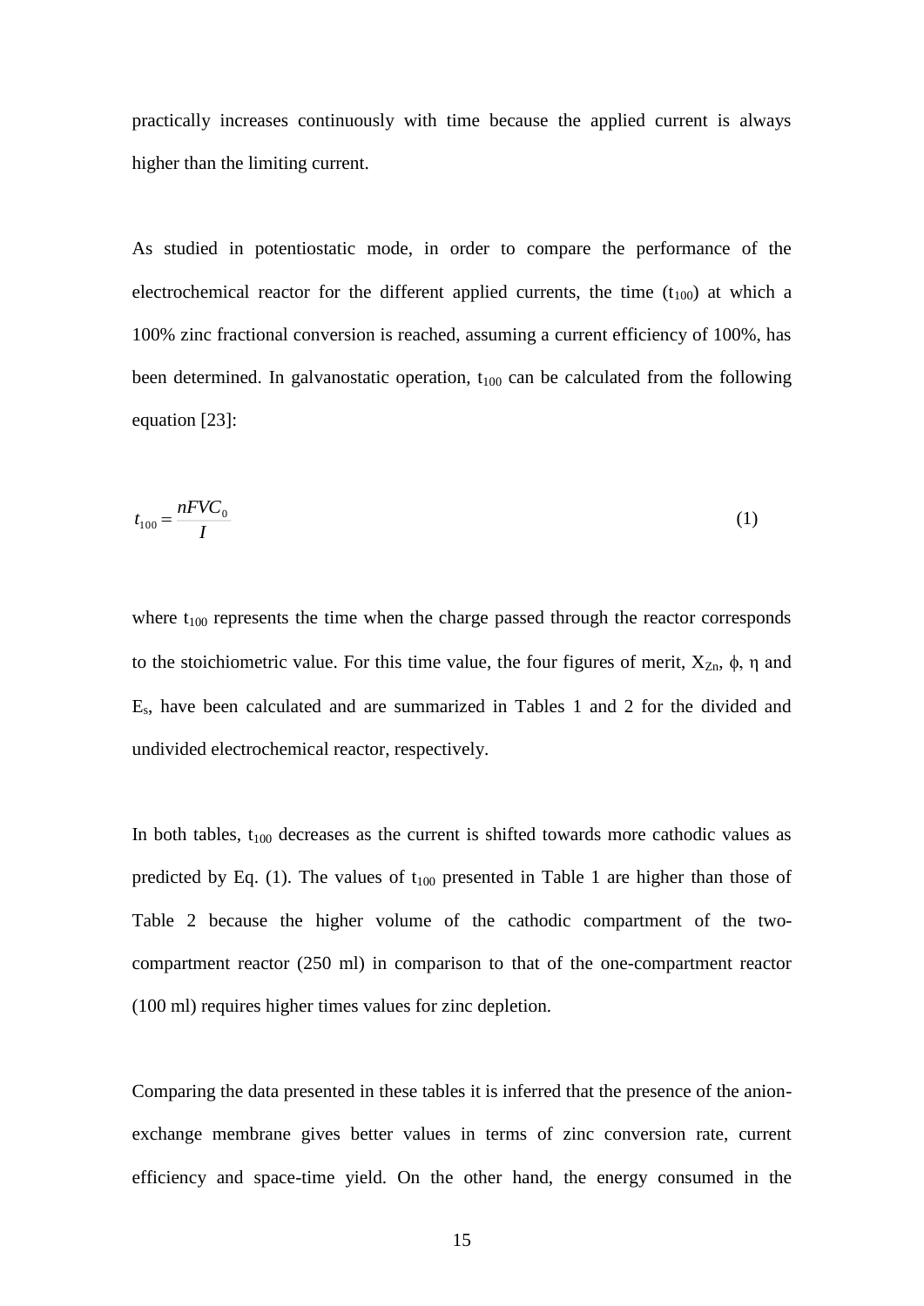practically increases continuously with time because the applied current is always higher than the limiting current.

As studied in potentiostatic mode, in order to compare the performance of the electrochemical reactor for the different applied currents, the time ($t_{100}$) at which a 100% zinc fractional conversion is reached, assuming a current efficiency of 100%, has been determined. In galvanostatic operation, $t_{100}$ can be calculated from the following equation [23]:

$$t_{100} = \frac{nFVC_0}{I} \tag{1}$$

where $t_{100}$ represents the time when the charge passed through the reactor corresponds to the stoichiometric value. For this time value, the four figures of merit, $X_{Zn}$, $\phi$, $\eta$ and $E_s$, have been calculated and are summarized in Tables 1 and 2 for the divided and undivided electrochemical reactor, respectively.

In both tables, $t_{100}$ decreases as the current is shifted towards more cathodic values as predicted by Eq. (1). The values of $t_{100}$ presented in Table 1 are higher than those of Table 2 because the higher volume of the cathodic compartment of the two-compartment reactor (250 ml) in comparison to that of the one-compartment reactor (100 ml) requires higher times values for zinc depletion.

Comparing the data presented in these tables it is inferred that the presence of the anion-exchange membrane gives better values in terms of zinc conversion rate, current efficiency and space-time yield. On the other hand, the energy consumed in the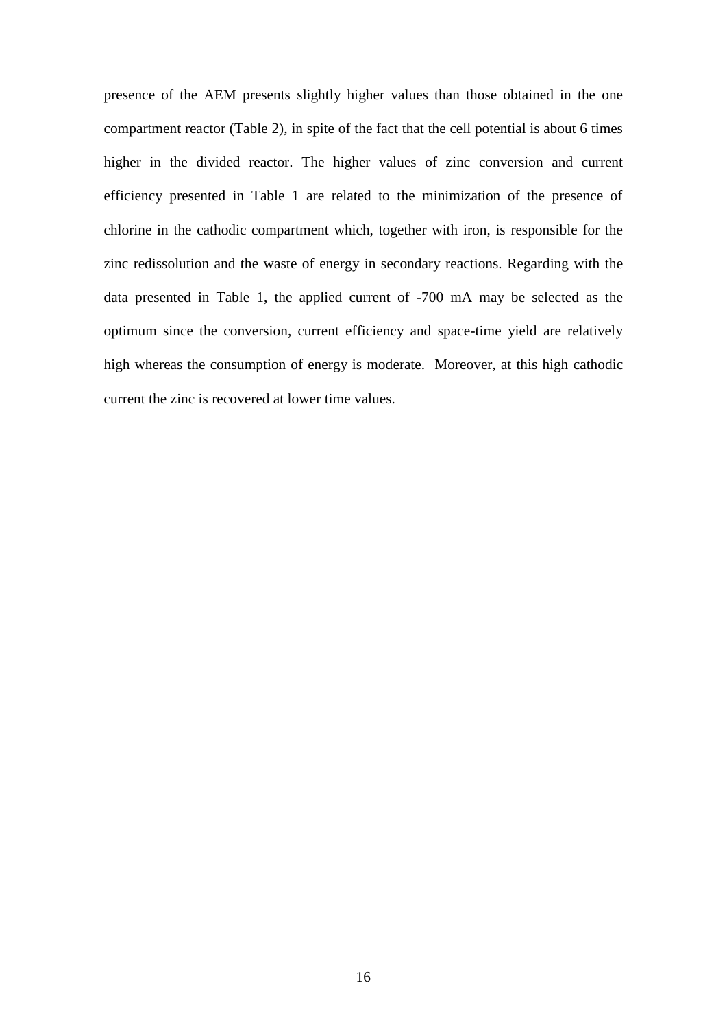presence of the AEM presents slightly higher values than those obtained in the one compartment reactor (Table 2), in spite of the fact that the cell potential is about 6 times higher in the divided reactor. The higher values of zinc conversion and current efficiency presented in Table 1 are related to the minimization of the presence of chlorine in the cathodic compartment which, together with iron, is responsible for the zinc redissolution and the waste of energy in secondary reactions. Regarding with the data presented in Table 1, the applied current of -700 mA may be selected as the optimum since the conversion, current efficiency and space-time yield are relatively high whereas the consumption of energy is moderate. Moreover, at this high cathodic current the zinc is recovered at lower time values.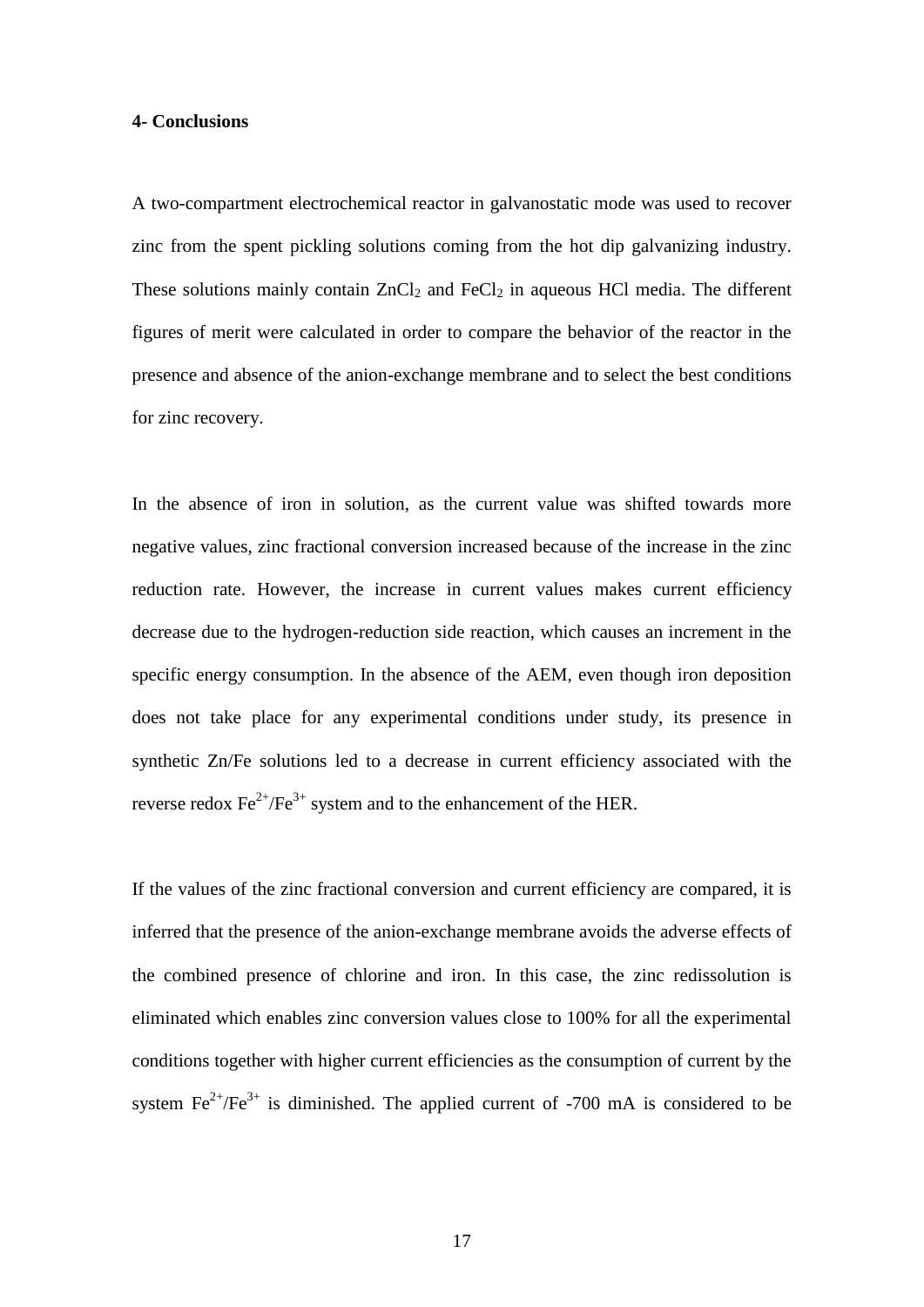**4- Conclusions**

A two-compartment electrochemical reactor in galvanostatic mode was used to recover zinc from the spent pickling solutions coming from the hot dip galvanizing industry. These solutions mainly contain $ZnCl_2$ and $FeCl_2$ in aqueous HCl media. The different figures of merit were calculated in order to compare the behavior of the reactor in the presence and absence of the anion-exchange membrane and to select the best conditions for zinc recovery.

In the absence of iron in solution, as the current value was shifted towards more negative values, zinc fractional conversion increased because of the increase in the zinc reduction rate. However, the increase in current values makes current efficiency decrease due to the hydrogen-reduction side reaction, which causes an increment in the specific energy consumption. In the absence of the AEM, even though iron deposition does not take place for any experimental conditions under study, its presence in synthetic Zn/Fe solutions led to a decrease in current efficiency associated with the reverse redox $Fe^{2+}/Fe^{3+}$ system and to the enhancement of the HER.

If the values of the zinc fractional conversion and current efficiency are compared, it is inferred that the presence of the anion-exchange membrane avoids the adverse effects of the combined presence of chlorine and iron. In this case, the zinc redissolution is eliminated which enables zinc conversion values close to 100% for all the experimental conditions together with higher current efficiencies as the consumption of current by the system $Fe^{2+}/Fe^{3+}$ is diminished. The applied current of -700 mA is considered to be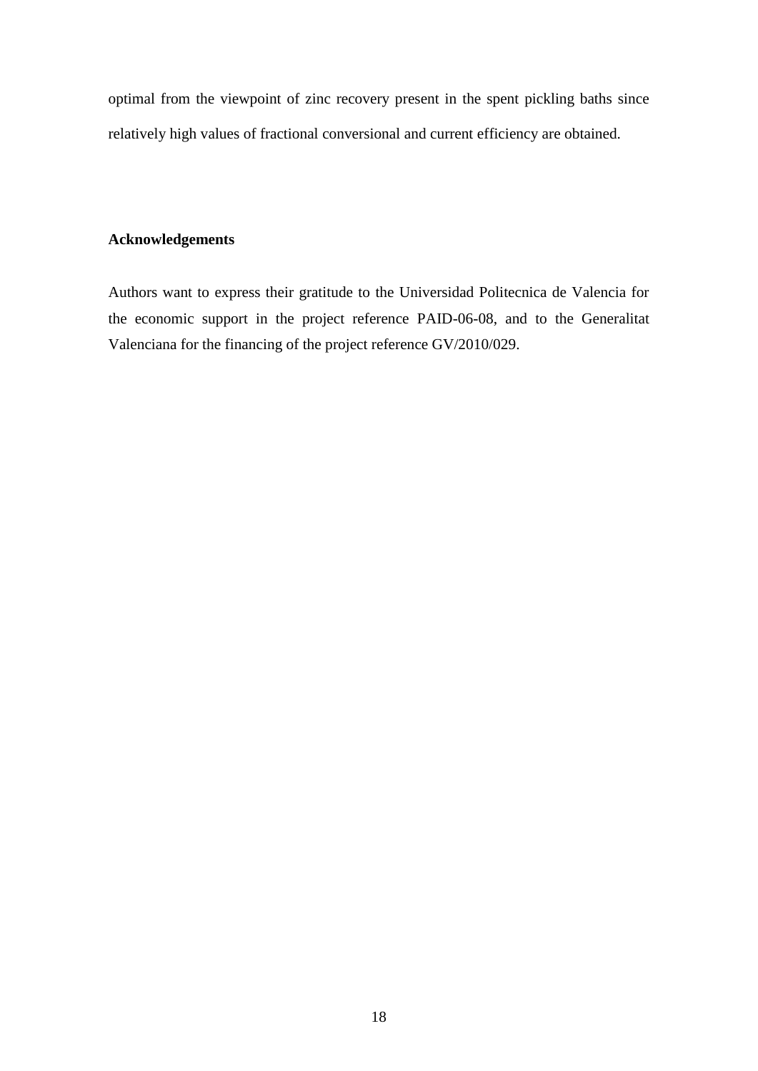optimal from the viewpoint of zinc recovery present in the spent pickling baths since relatively high values of fractional conversional and current efficiency are obtained.

## Acknowledgements

Authors want to express their gratitude to the Universidad Politecnica de Valencia for the economic support in the project reference PAID-06-08, and to the Generalitat Valenciana for the financing of the project reference GV/2010/029.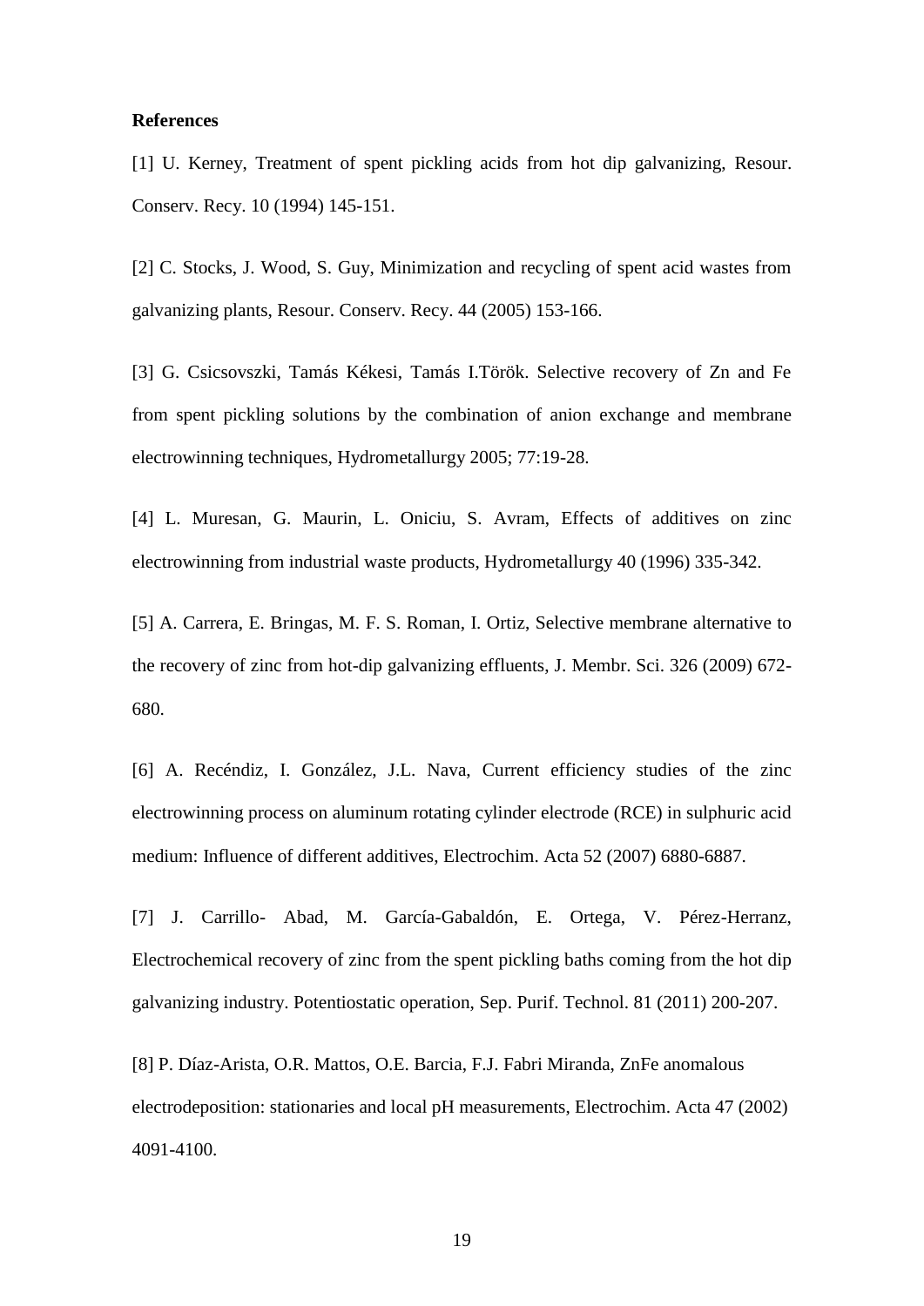**References**

[1] U. Kerney, Treatment of spent pickling acids from hot dip galvanizing, Resour. Conserv. Recy. 10 (1994) 145-151.

[2] C. Stocks, J. Wood, S. Guy, Minimization and recycling of spent acid wastes from galvanizing plants, Resour. Conserv. Recy. 44 (2005) 153-166.

[3] G. Csicsovszki, Tamás Kékesi, Tamás I.Török. Selective recovery of Zn and Fe from spent pickling solutions by the combination of anion exchange and membrane electrowinning techniques, Hydrometallurgy 2005; 77:19-28.

[4] L. Muresan, G. Maurin, L. Oniciu, S. Avram, Effects of additives on zinc electrowinning from industrial waste products, Hydrometallurgy 40 (1996) 335-342.

[5] A. Carrera, E. Bringas, M. F. S. Roman, I. Ortiz, Selective membrane alternative to the recovery of zinc from hot-dip galvanizing effluents, J. Membr. Sci. 326 (2009) 672-680.

[6] A. Recéndiz, I. González, J.L. Nava, Current efficiency studies of the zinc electrowinning process on aluminum rotating cylinder electrode (RCE) in sulphuric acid medium: Influence of different additives, Electrochim. Acta 52 (2007) 6880-6887.

[7] J. Carrillo- Abad, M. García-Gabaldón, E. Ortega, V. Pérez-Herranz, Electrochemical recovery of zinc from the spent pickling baths coming from the hot dip galvanizing industry. Potentiostatic operation, Sep. Purif. Technol. 81 (2011) 200-207.

[8] P. Díaz-Arista, O.R. Mattos, O.E. Barcia, F.J. Fabri Miranda, ZnFe anomalous electrodeposition: stationaries and local pH measurements, Electrochim. Acta 47 (2002) 4091-4100.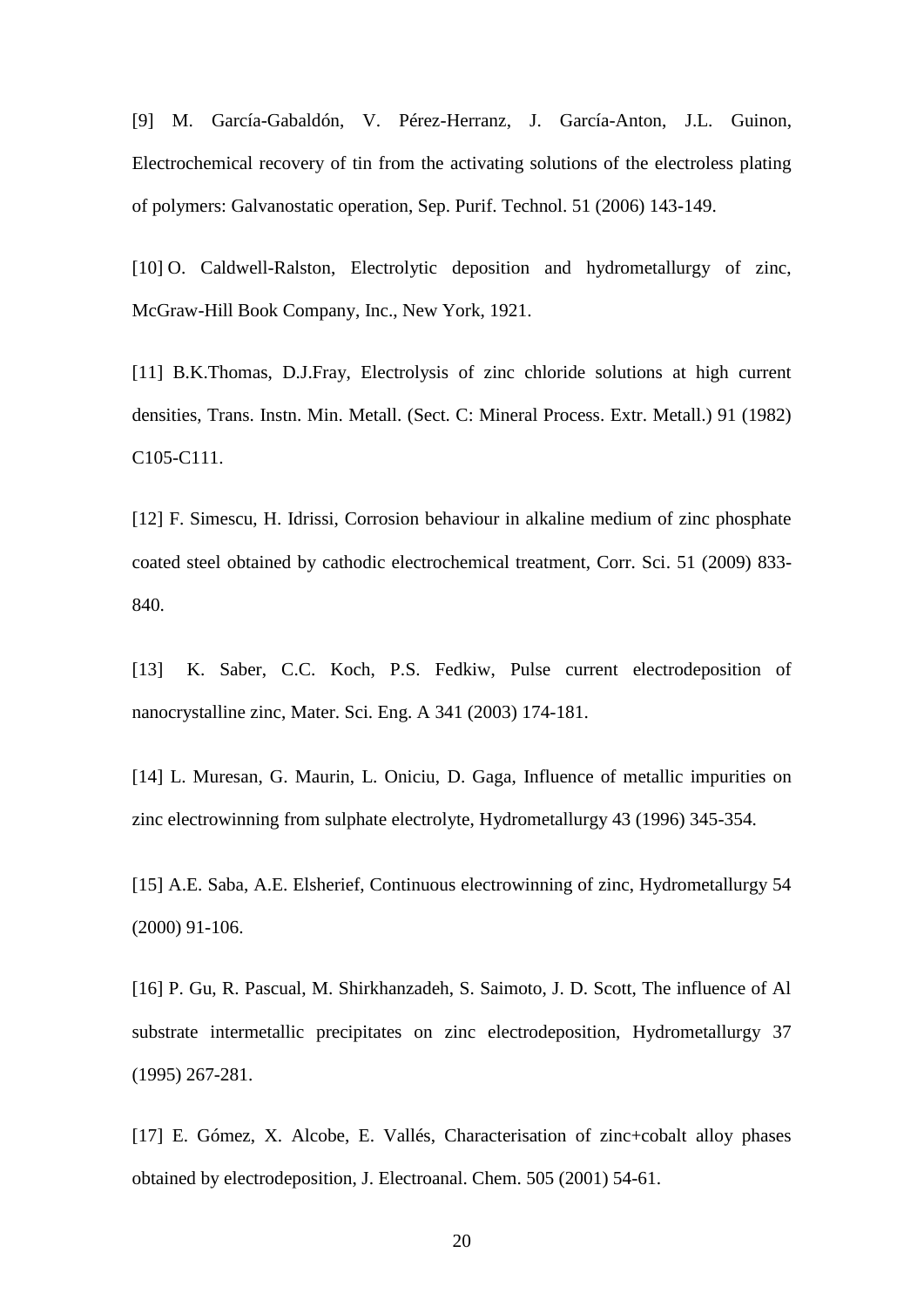[9] M. García-Gabaldón, V. Pérez-Herranz, J. García-Anton, J.L. Guinon, Electrochemical recovery of tin from the activating solutions of the electroless plating of polymers: Galvanostatic operation, Sep. Purif. Technol. 51 (2006) 143-149.

[10] O. Caldwell-Ralston, Electrolytic deposition and hydrometallurgy of zinc, McGraw-Hill Book Company, Inc., New York, 1921.

[11] B.K.Thomas, D.J.Fray, Electrolysis of zinc chloride solutions at high current densities, Trans. Instn. Min. Metall. (Sect. C: Mineral Process. Extr. Metall.) 91 (1982) C105-C111.

[12] F. Simescu, H. Idrissi, Corrosion behaviour in alkaline medium of zinc phosphate coated steel obtained by cathodic electrochemical treatment, Corr. Sci. 51 (2009) 833-840.

[13] K. Saber, C.C. Koch, P.S. Fedkiw, Pulse current electrodeposition of nanocrystalline zinc, Mater. Sci. Eng. A 341 (2003) 174-181.

[14] L. Muresan, G. Maurin, L. Oniciu, D. Gaga, Influence of metallic impurities on zinc electrowinning from sulphate electrolyte, Hydrometallurgy 43 (1996) 345-354.

[15] A.E. Saba, A.E. Elsherief, Continuous electrowinning of zinc, Hydrometallurgy 54 (2000) 91-106.

[16] P. Gu, R. Pascual, M. Shirkhanzadeh, S. Saimoto, J. D. Scott, The influence of Al substrate intermetallic precipitates on zinc electrodeposition, Hydrometallurgy 37 (1995) 267-281.

[17] E. Gómez, X. Alcobe, E. Vallés, Characterisation of zinc+cobalt alloy phases obtained by electrodeposition, J. Electroanal. Chem. 505 (2001) 54-61.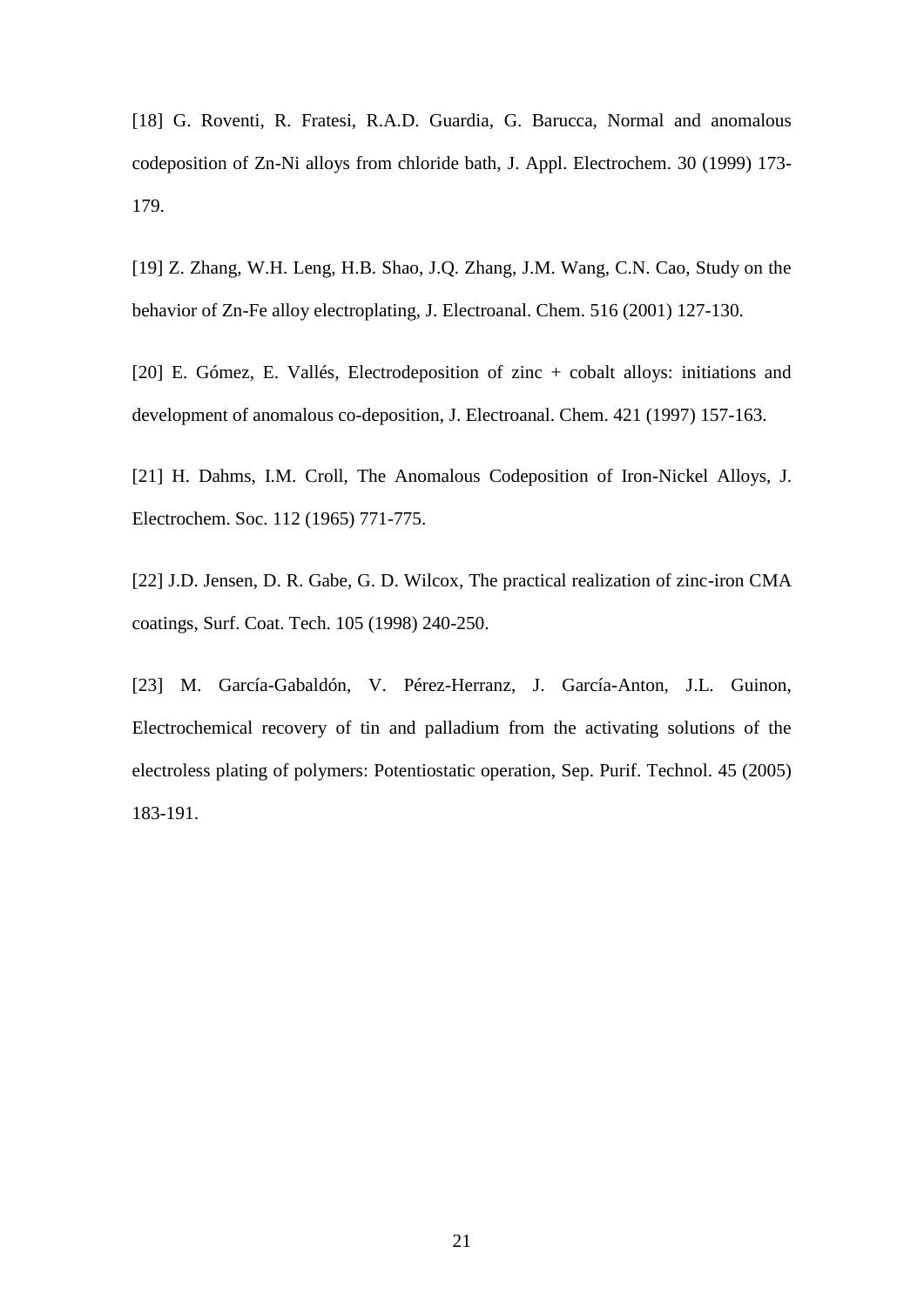[18] G. Roventi, R. Fratesi, R.A.D. Guardia, G. Barucca, Normal and anomalous codeposition of Zn-Ni alloys from chloride bath, J. Appl. Electrochem. 30 (1999) 173-179.

[19] Z. Zhang, W.H. Leng, H.B. Shao, J.Q. Zhang, J.M. Wang, C.N. Cao, Study on the behavior of Zn-Fe alloy electroplating, J. Electroanal. Chem. 516 (2001) 127-130.

[20] E. Gómez, E. Vallés, Electrodeposition of zinc + cobalt alloys: initiations and development of anomalous co-deposition, J. Electroanal. Chem. 421 (1997) 157-163.

[21] H. Dahms, I.M. Croll, The Anomalous Codeposition of Iron-Nickel Alloys, J. Electrochem. Soc. 112 (1965) 771-775.

[22] J.D. Jensen, D. R. Gabe, G. D. Wilcox, The practical realization of zinc-iron CMA coatings, Surf. Coat. Tech. 105 (1998) 240-250.

[23] M. García-Gabaldón, V. Pérez-Herranz, J. García-Anton, J.L. Guinon, Electrochemical recovery of tin and palladium from the activating solutions of the electroless plating of polymers: Potentiostatic operation, Sep. Purif. Technol. 45 (2005) 183-191.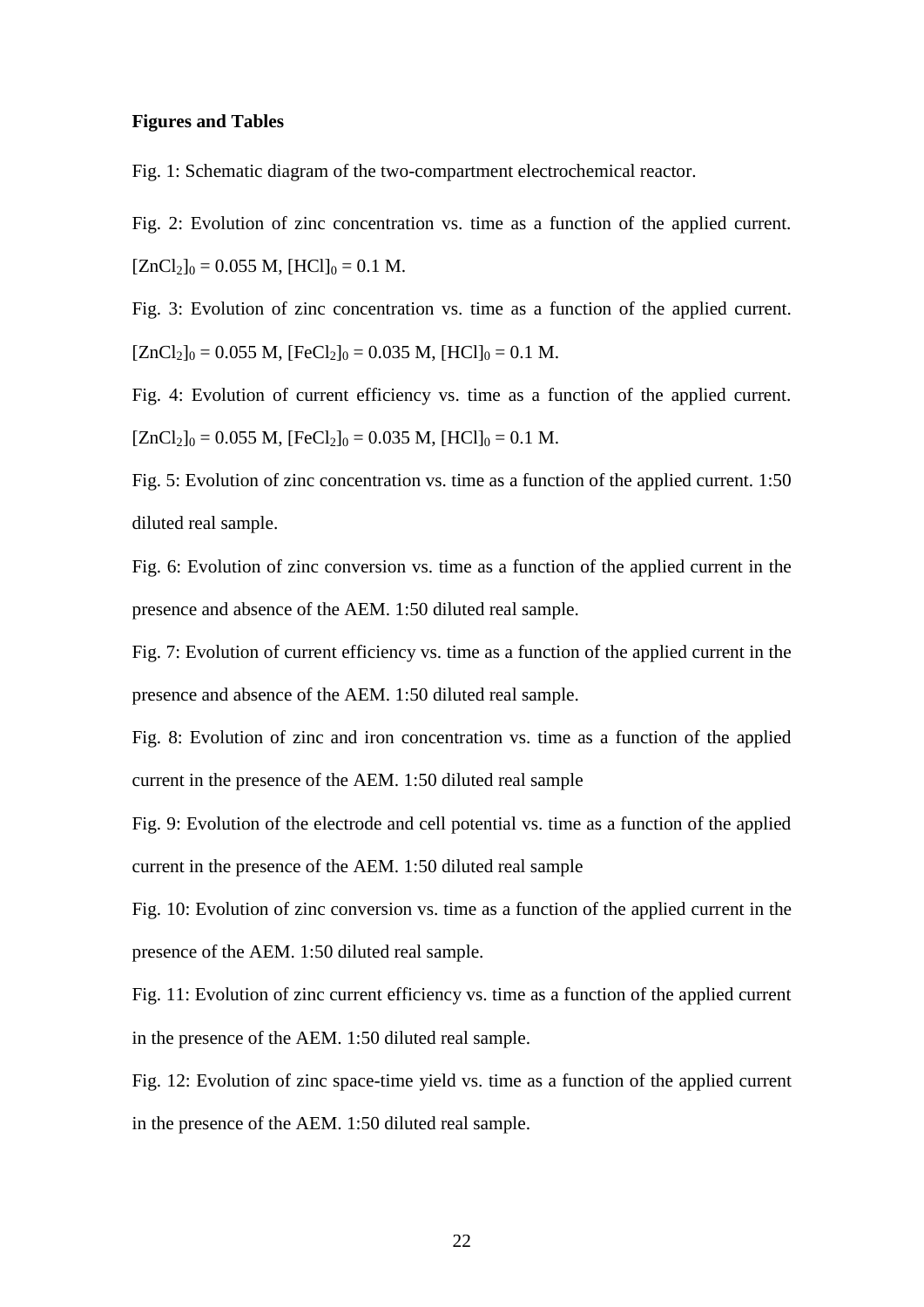**Figures and Tables**

Fig. 1: Schematic diagram of the two-compartment electrochemical reactor.

Fig. 2: Evolution of zinc concentration vs. time as a function of the applied current. $[ZnCl_2]_0$ = 0.055 M, $[HCl]_0$ = 0.1 M.

Fig. 3: Evolution of zinc concentration vs. time as a function of the applied current. $[ZnCl_2]_0$ = 0.055 M, $[FeCl_2]_0$ = 0.035 M, $[HCl]_0$ = 0.1 M.

Fig. 4: Evolution of current efficiency vs. time as a function of the applied current. $[ZnCl_2]_0$ = 0.055 M, $[FeCl_2]_0$ = 0.035 M, $[HCl]_0$ = 0.1 M.

Fig. 5: Evolution of zinc concentration vs. time as a function of the applied current. 1:50 diluted real sample.

Fig. 6: Evolution of zinc conversion vs. time as a function of the applied current in the presence and absence of the AEM. 1:50 diluted real sample.

Fig. 7: Evolution of current efficiency vs. time as a function of the applied current in the presence and absence of the AEM. 1:50 diluted real sample.

Fig. 8: Evolution of zinc and iron concentration vs. time as a function of the applied current in the presence of the AEM. 1:50 diluted real sample

Fig. 9: Evolution of the electrode and cell potential vs. time as a function of the applied current in the presence of the AEM. 1:50 diluted real sample

Fig. 10: Evolution of zinc conversion vs. time as a function of the applied current in the presence of the AEM. 1:50 diluted real sample.

Fig. 11: Evolution of zinc current efficiency vs. time as a function of the applied current in the presence of the AEM. 1:50 diluted real sample.

Fig. 12: Evolution of zinc space-time yield vs. time as a function of the applied current in the presence of the AEM. 1:50 diluted real sample.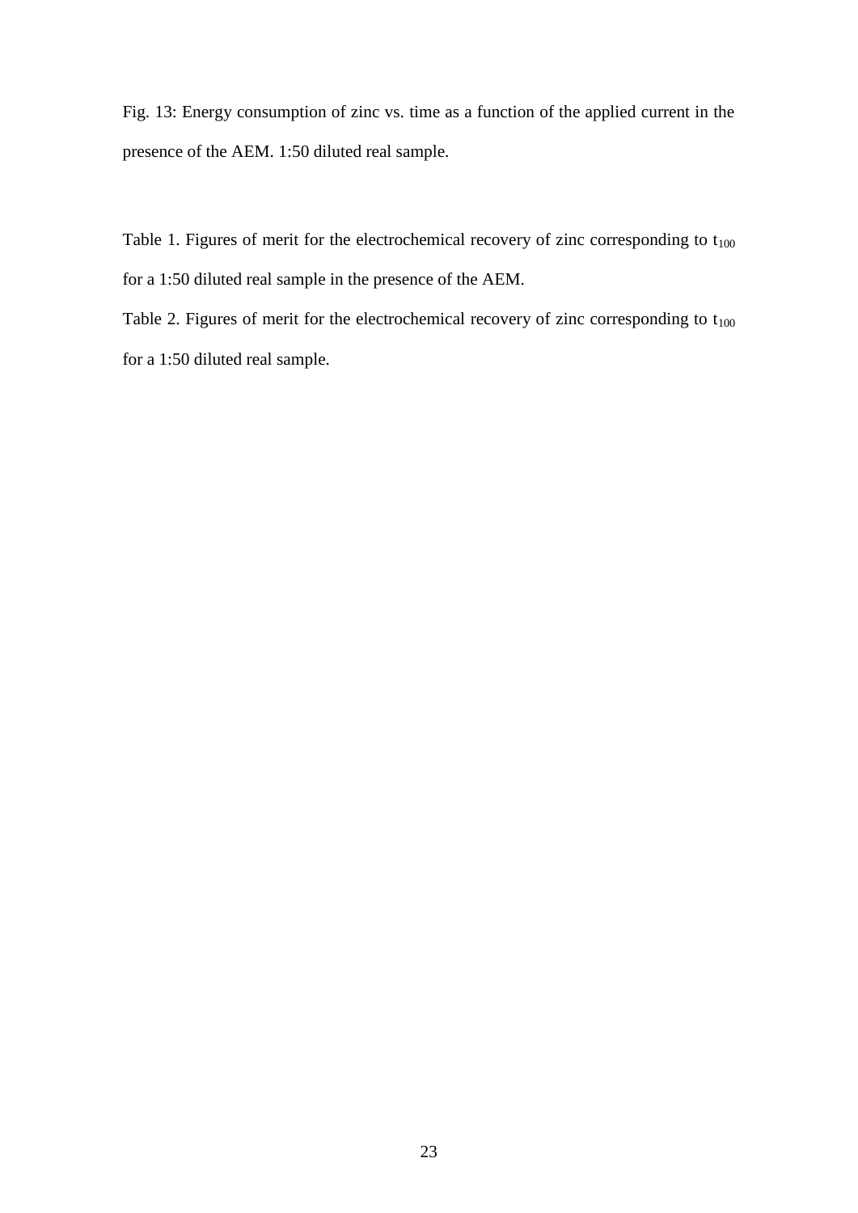Fig. 13: Energy consumption of zinc vs. time as a function of the applied current in the presence of the AEM. 1:50 diluted real sample.

Table 1. Figures of merit for the electrochemical recovery of zinc corresponding to $t_{100}$ for a 1:50 diluted real sample in the presence of the AEM.

Table 2. Figures of merit for the electrochemical recovery of zinc corresponding to $t_{100}$ for a 1:50 diluted real sample.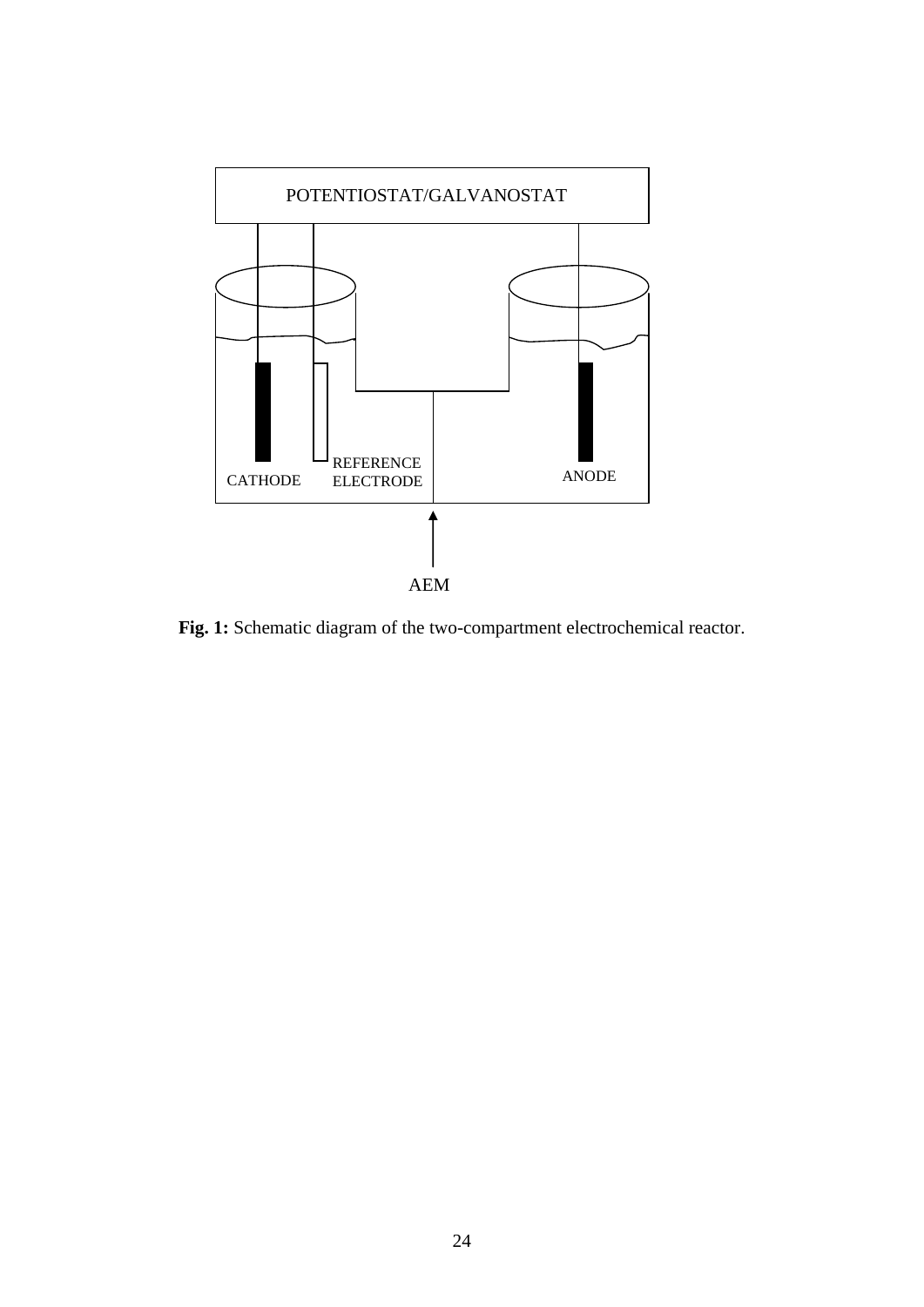**Fig. 1:** Schematic diagram of the two-compartment electrochemical reactor.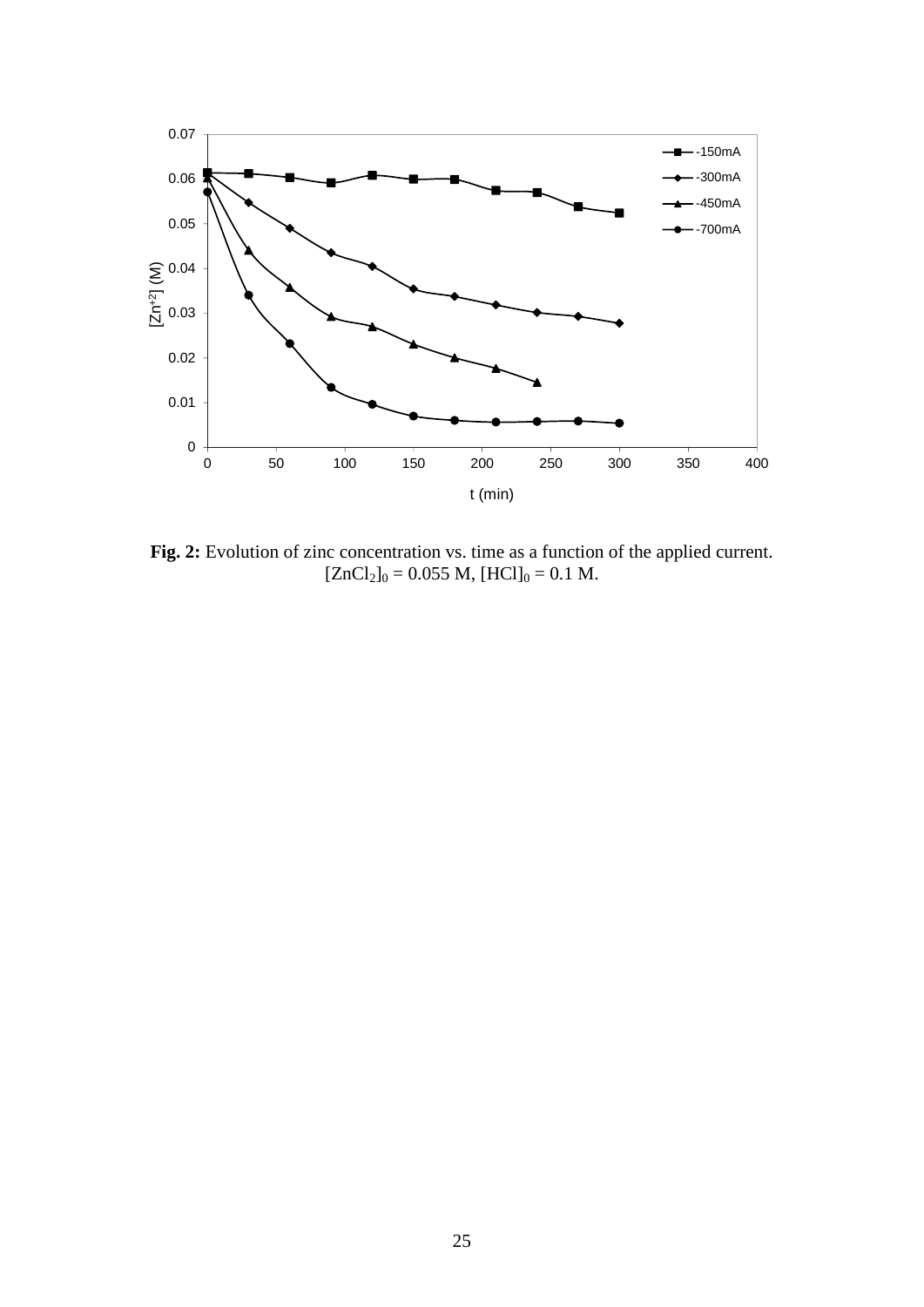**Fig. 2:** Evolution of zinc concentration vs. time as a function of the applied current. $[ZnCl_2]_0 = 0.055$ M, $[HCl]_0 = 0.1$ M.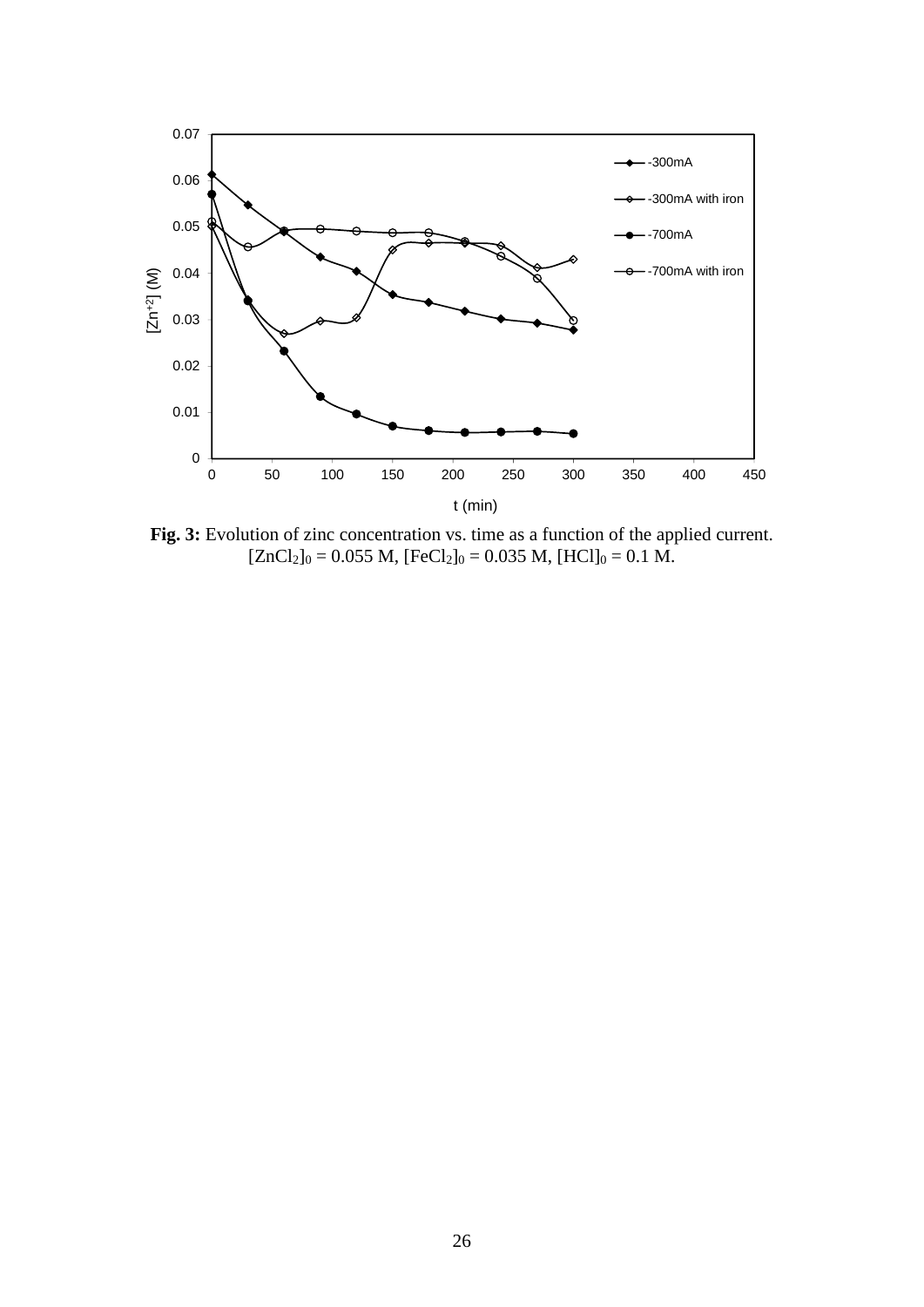**Fig. 3:** Evolution of zinc concentration vs. time as a function of the applied current. $[ZnCl_2]_0 = 0.055$ M, $[FeCl_2]_0 = 0.035$ M, $[HCl]_0 = 0.1$ M.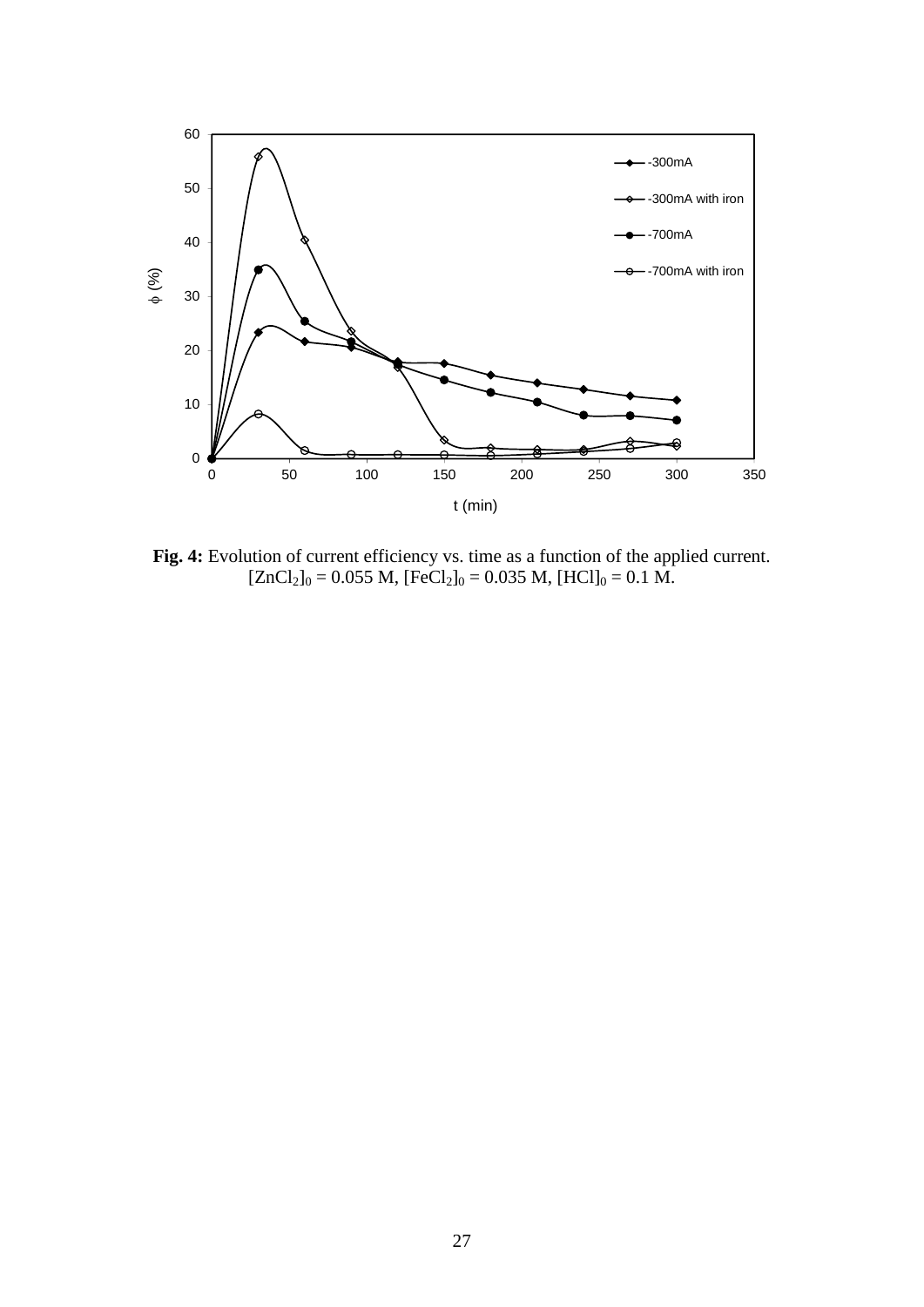**Fig. 4:** Evolution of current efficiency vs. time as a function of the applied current. $[ZnCl_2]_0 = 0.055$ M, $[FeCl_2]_0 = 0.035$ M, $[HCl]_0 = 0.1$ M.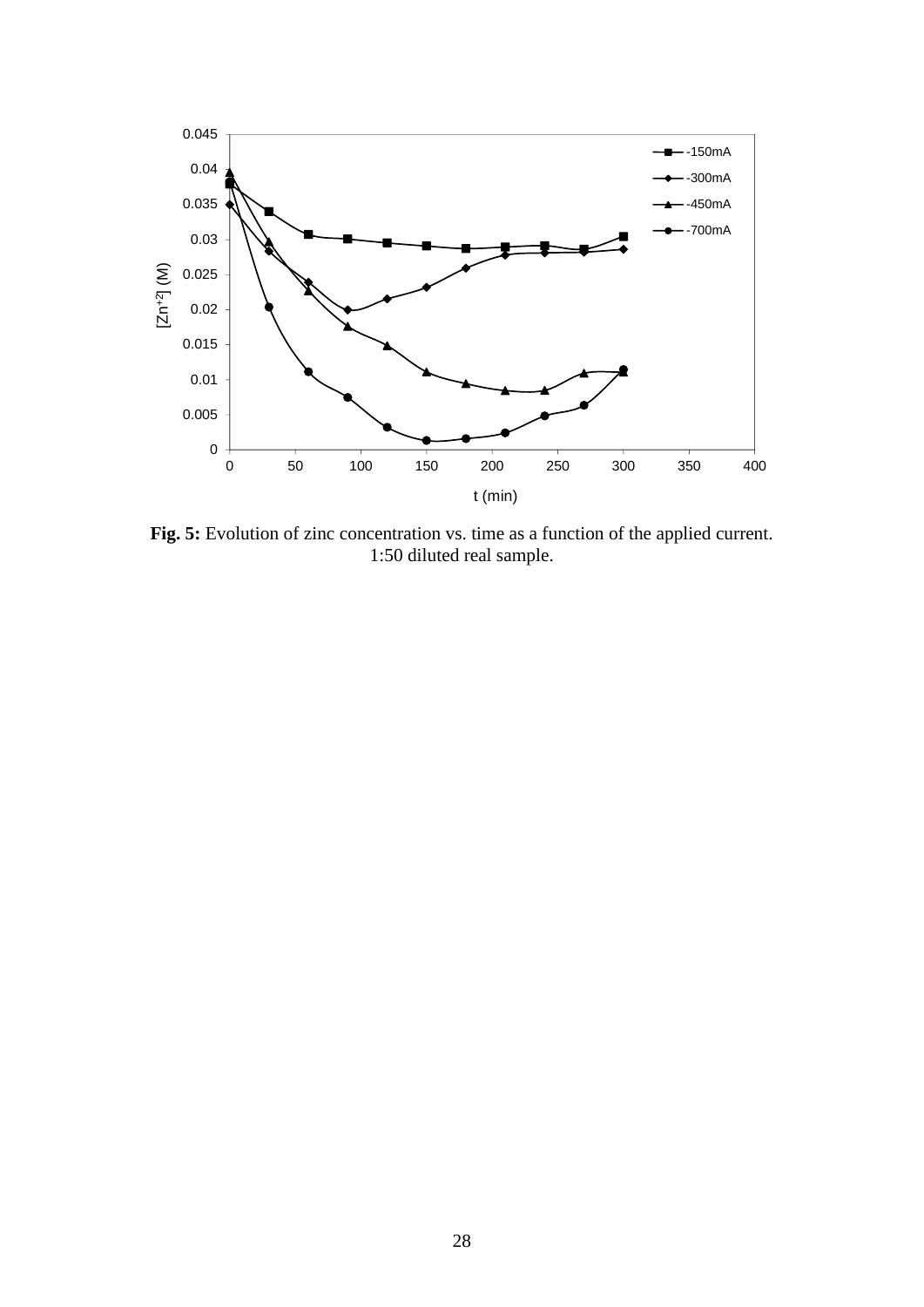**Fig. 5:** Evolution of zinc concentration vs. time as a function of the applied current. 1:50 diluted real sample.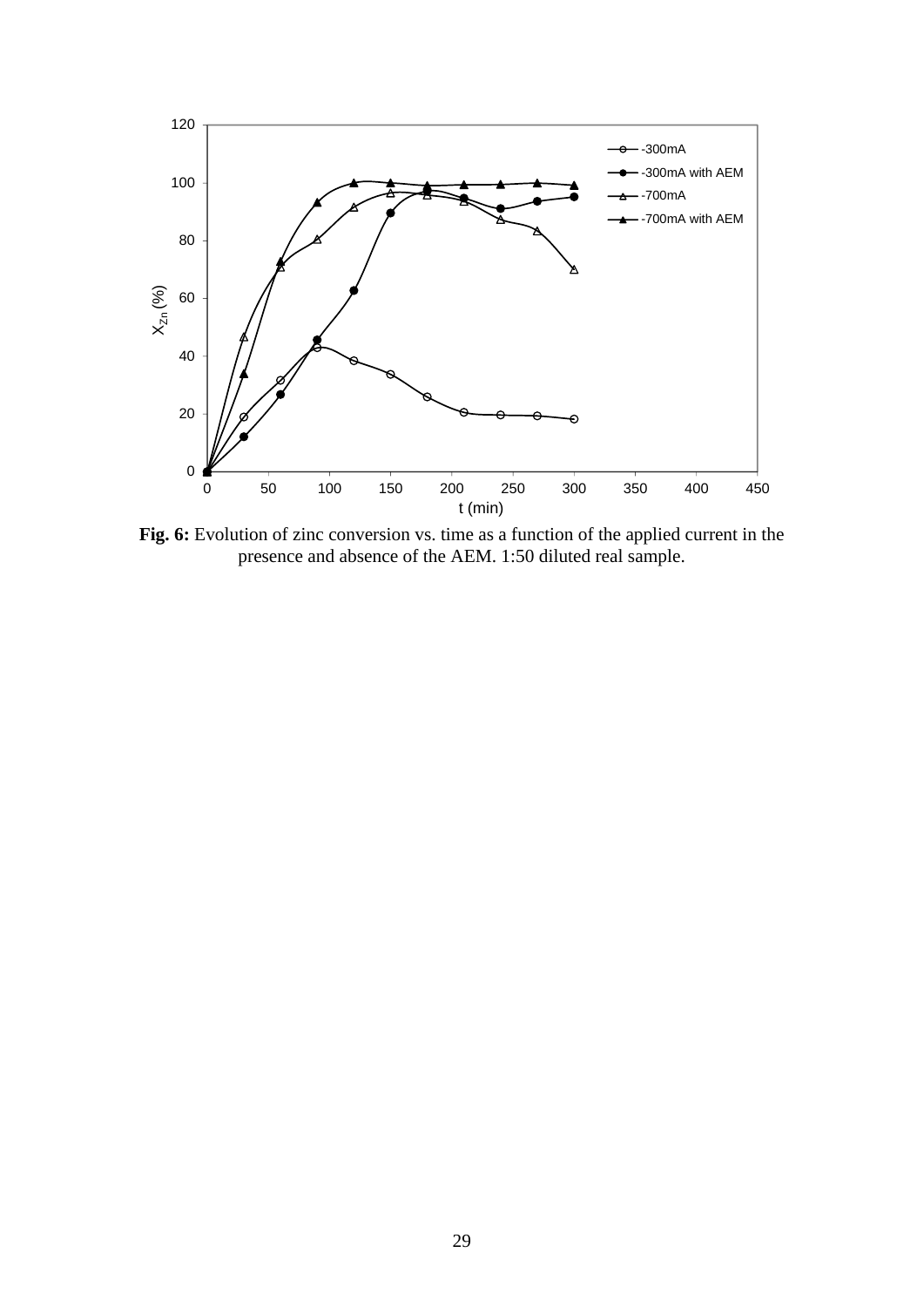**Fig. 6:** Evolution of zinc conversion vs. time as a function of the applied current in the presence and absence of the AEM. 1:50 diluted real sample.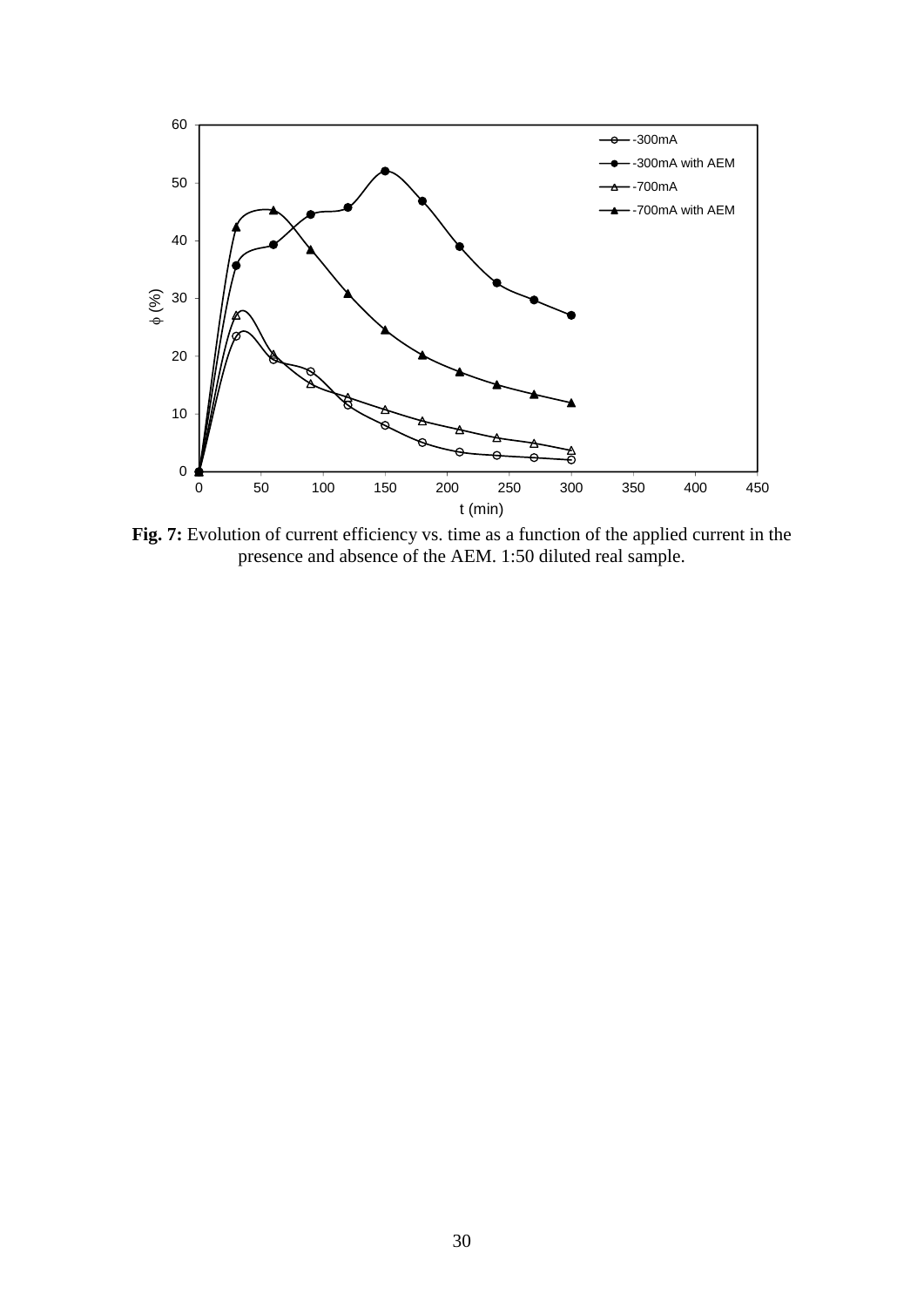**Fig. 7:** Evolution of current efficiency vs. time as a function of the applied current in the presence and absence of the AEM. 1:50 diluted real sample.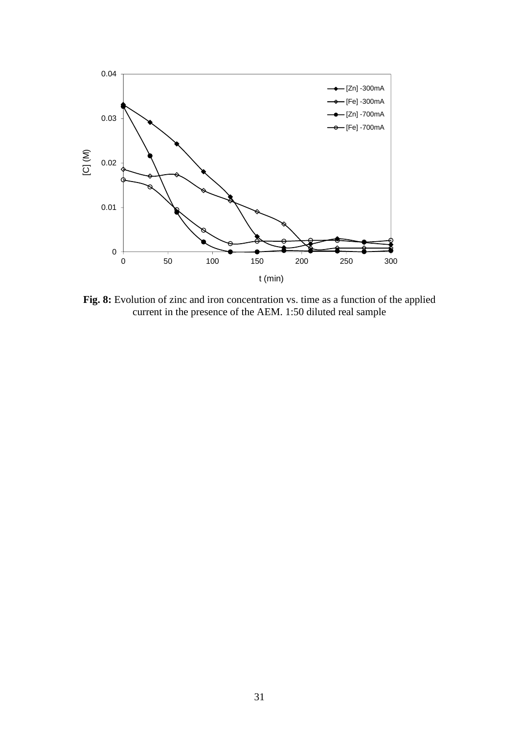**Fig. 8:** Evolution of zinc and iron concentration vs. time as a function of the applied current in the presence of the AEM. 1:50 diluted real sample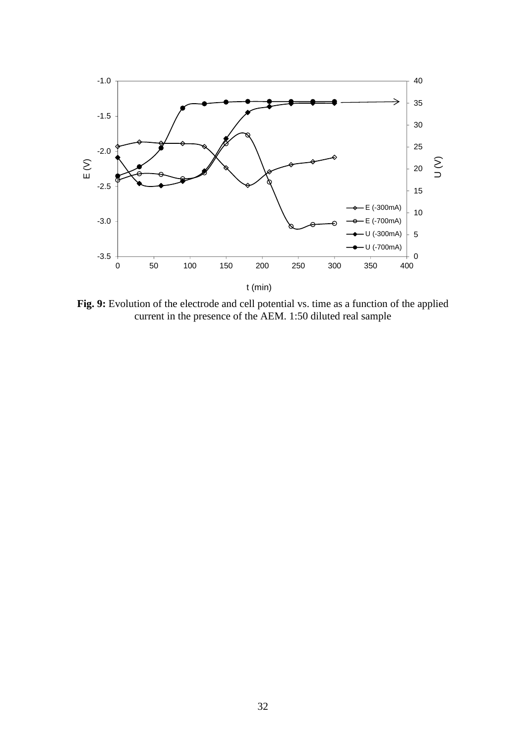**Fig. 9:** Evolution of the electrode and cell potential vs. time as a function of the applied current in the presence of the AEM. 1:50 diluted real sample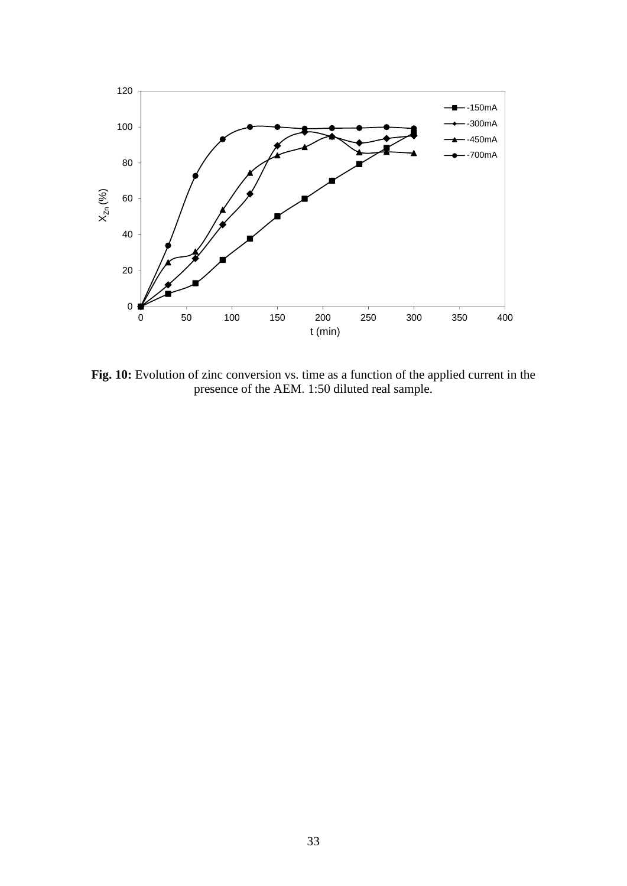**Fig. 10:** Evolution of zinc conversion vs. time as a function of the applied current in the presence of the AEM. 1:50 diluted real sample.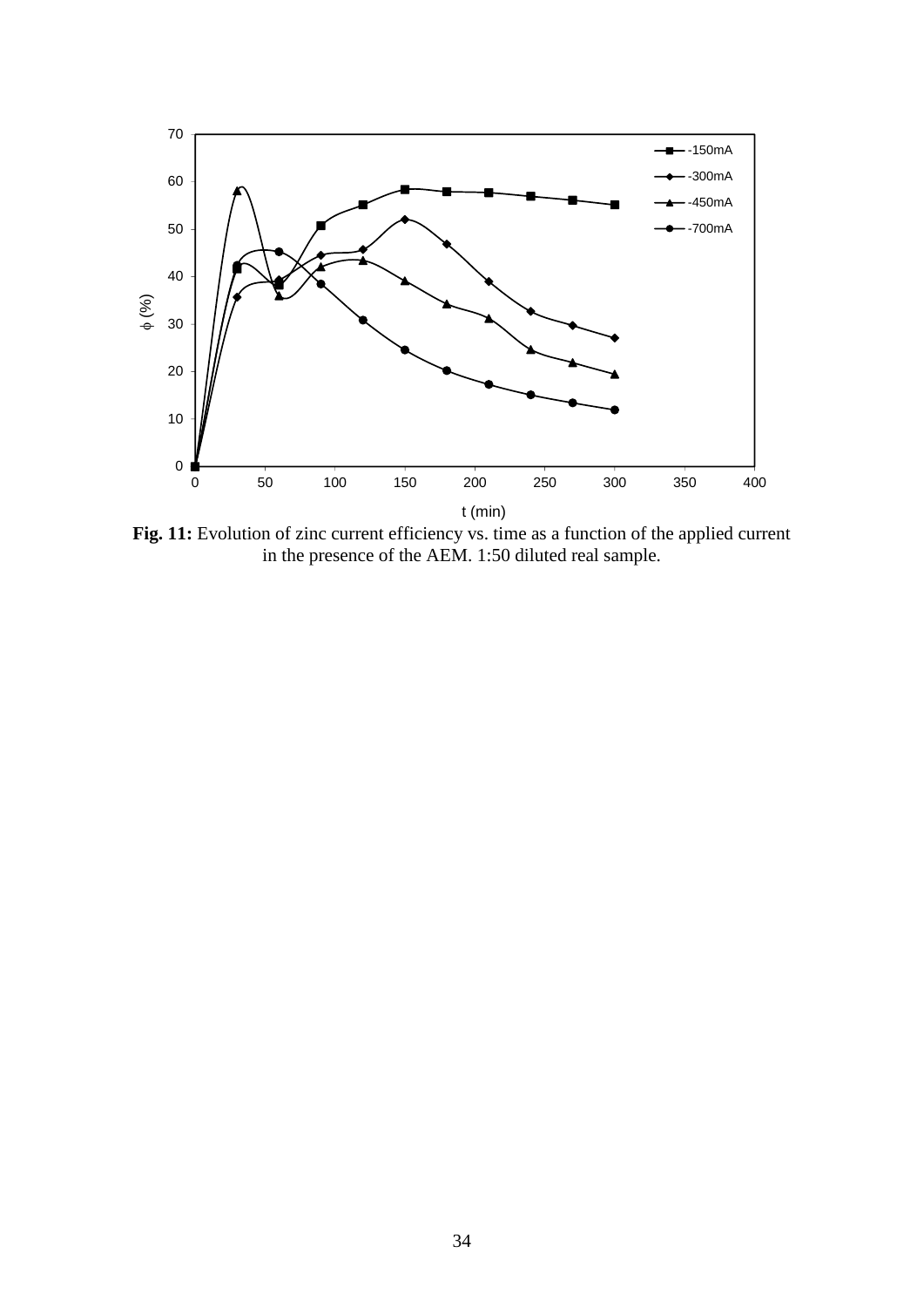**Fig. 11:** Evolution of zinc current efficiency vs. time as a function of the applied current in the presence of the AEM. 1:50 diluted real sample.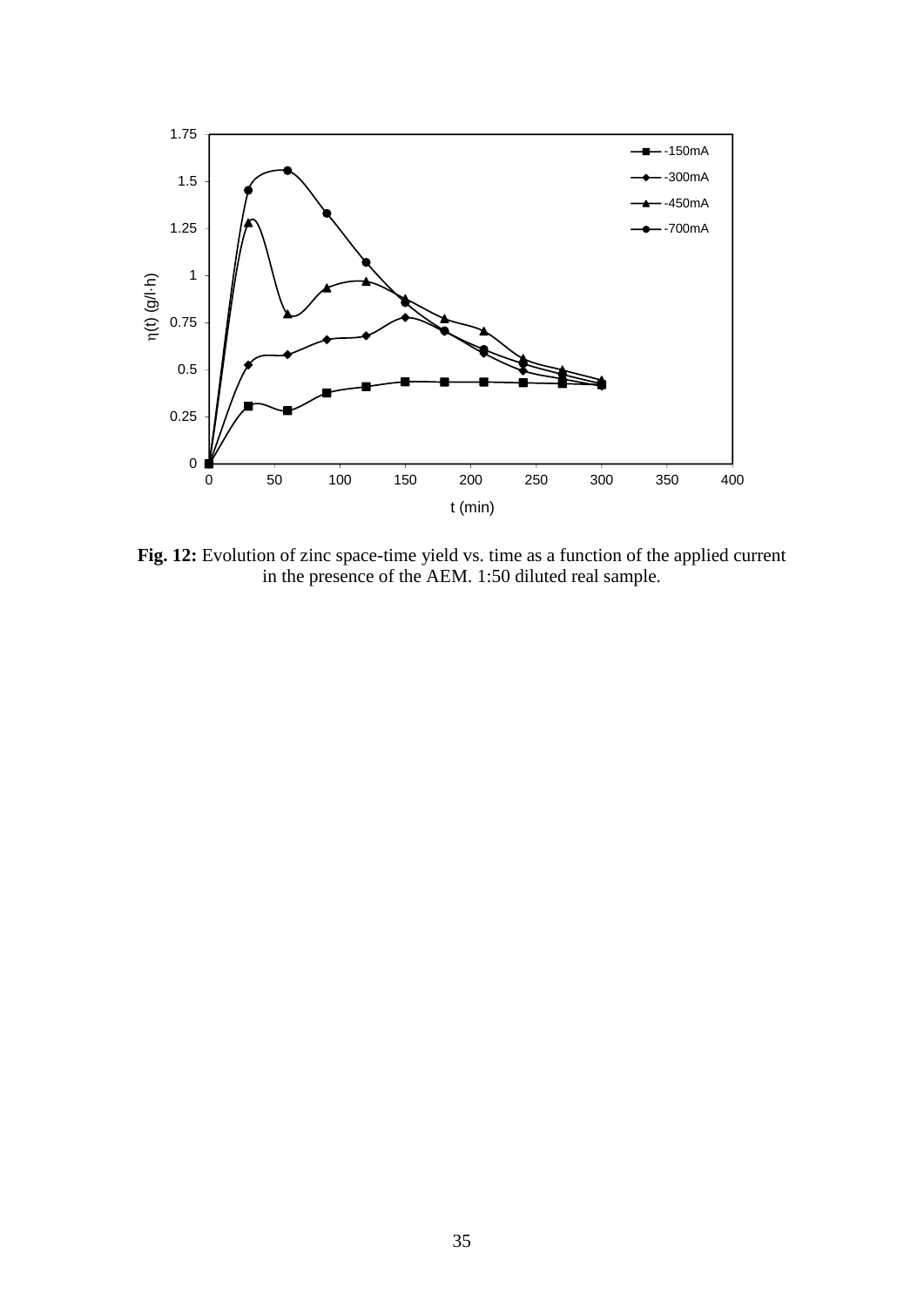**Fig. 12:** Evolution of zinc space-time yield vs. time as a function of the applied current in the presence of the AEM. 1:50 diluted real sample.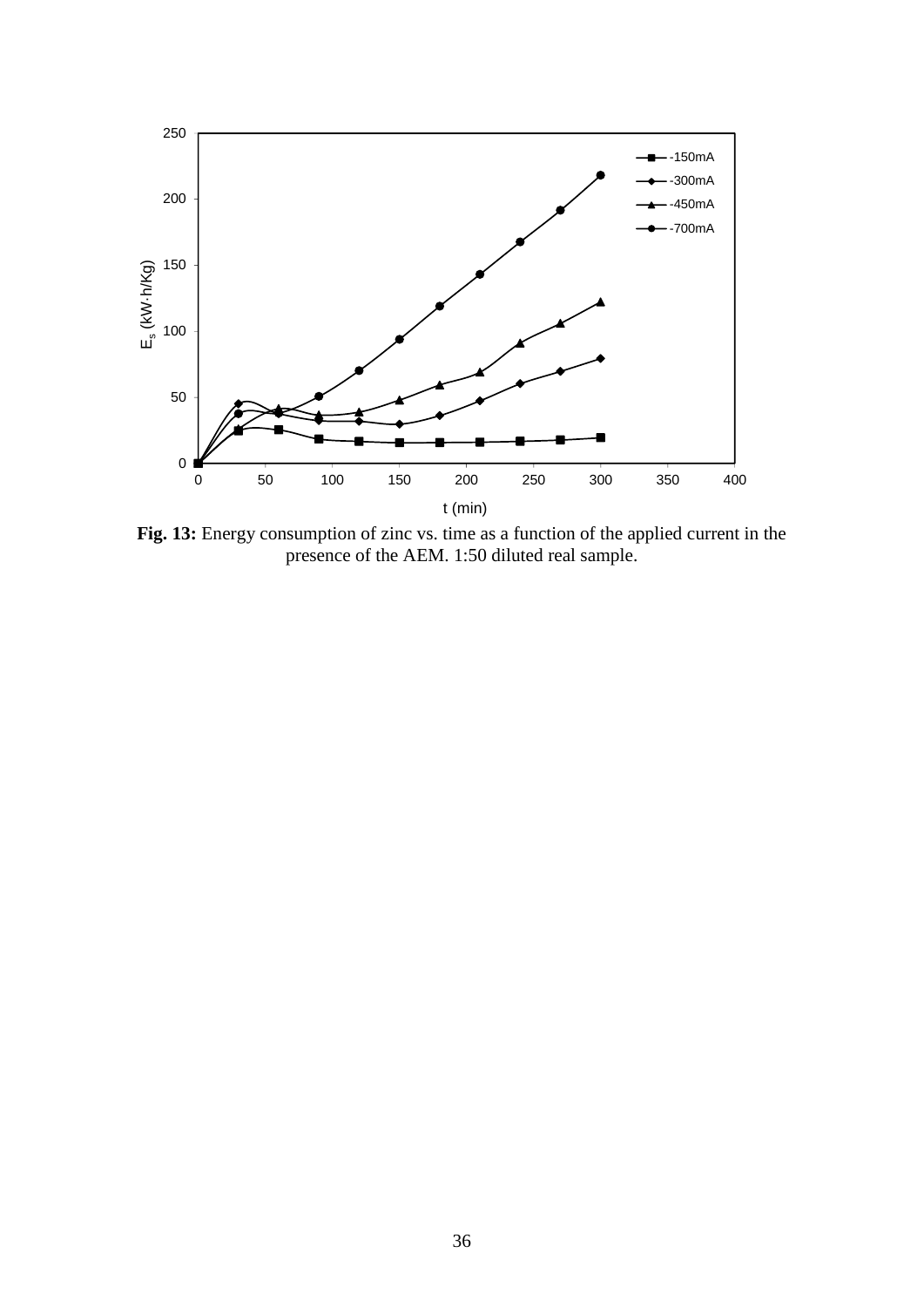**Fig. 13:** Energy consumption of zinc vs. time as a function of the applied current in the presence of the AEM. 1:50 diluted real sample.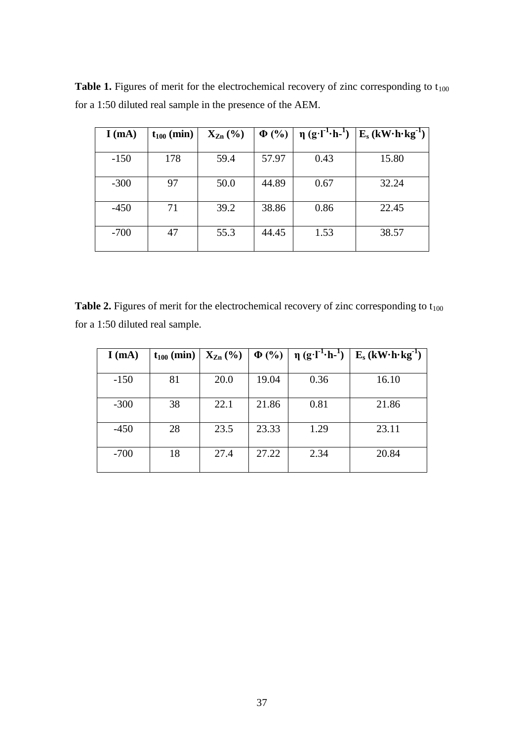**Table 1.** Figures of merit for the electrochemical recovery of zinc corresponding to $t_{100}$ for a 1:50 diluted real sample in the presence of the AEM.

| I (mA) | $t_{100}$ (min) | $X_{Zn}$ (%) | Φ (%) | η ($g \cdot l^{-1} \cdot h^{-1}$) | $E_s$ ($kW \cdot h \cdot kg^{-1}$) |
|---|---|---|---|---|---|
| -150 | 178 | 59.4 | 57.97 | 0.43 | 15.80 |
| -300 | 97 | 50.0 | 44.89 | 0.67 | 32.24 |
| -450 | 71 | 39.2 | 38.86 | 0.86 | 22.45 |
| -700 | 47 | 55.3 | 44.45 | 1.53 | 38.57 |

**Table 2.** Figures of merit for the electrochemical recovery of zinc corresponding to $t_{100}$ for a 1:50 diluted real sample.

| I (mA) | $t_{100}$ (min) | $X_{Zn}$ (%) | Φ (%) | η ($g \cdot l^{-1} \cdot h^{-1}$) | $E_s$ ($kW \cdot h \cdot kg^{-1}$) |
|---|---|---|---|---|---|
| -150 | 81 | 20.0 | 19.04 | 0.36 | 16.10 |
| -300 | 38 | 22.1 | 21.86 | 0.81 | 21.86 |
| -450 | 28 | 23.5 | 23.33 | 1.29 | 23.11 |
| -700 | 18 | 27.4 | 27.22 | 2.34 | 20.84 |